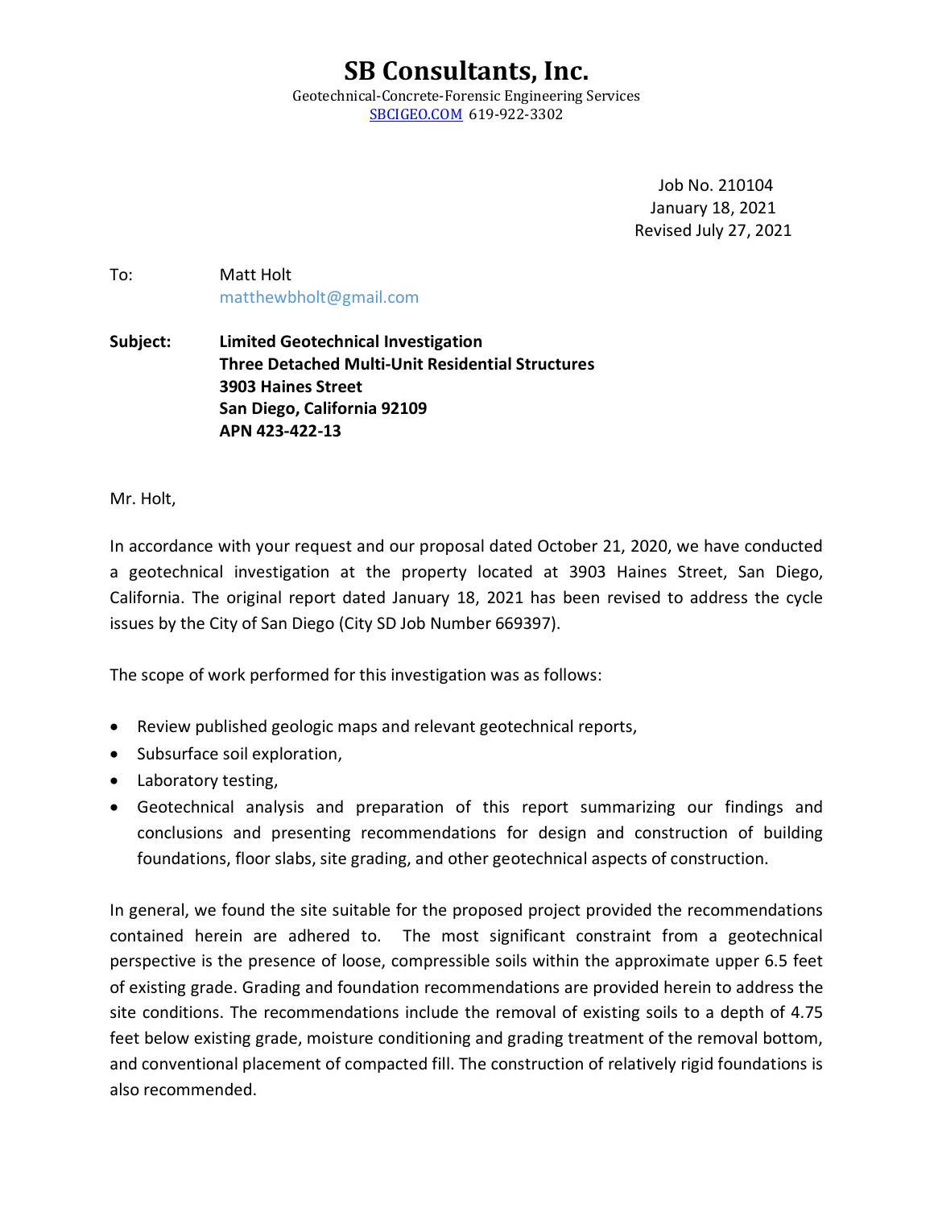# SB Consultants, Inc.

Geotechnical-Concrete-Forensic Engineering Services
SBCIGEO.COM 619-922-3302

Job No. 210104
January 18, 2021
Revised July 27, 2021

To: Matt Holt
matthewbholt@gmail.com

**Subject:** **Limited Geotechnical Investigation**
**Three Detached Multi-Unit Residential Structures**
**3903 Haines Street**
**San Diego, California 92109**
**APN 423-422-13**

Mr. Holt,

In accordance with your request and our proposal dated October 21, 2020, we have conducted a geotechnical investigation at the property located at 3903 Haines Street, San Diego, California. The original report dated January 18, 2021 has been revised to address the cycle issues by the City of San Diego (City SD Job Number 669397).

The scope of work performed for this investigation was as follows:

- Review published geologic maps and relevant geotechnical reports,
- Subsurface soil exploration,
- Laboratory testing,
- Geotechnical analysis and preparation of this report summarizing our findings and conclusions and presenting recommendations for design and construction of building foundations, floor slabs, site grading, and other geotechnical aspects of construction.

In general, we found the site suitable for the proposed project provided the recommendations contained herein are adhered to. The most significant constraint from a geotechnical perspective is the presence of loose, compressible soils within the approximate upper 6.5 feet of existing grade. Grading and foundation recommendations are provided herein to address the site conditions. The recommendations include the removal of existing soils to a depth of 4.75 feet below existing grade, moisture conditioning and grading treatment of the removal bottom, and conventional placement of compacted fill. The construction of relatively rigid foundations is also recommended.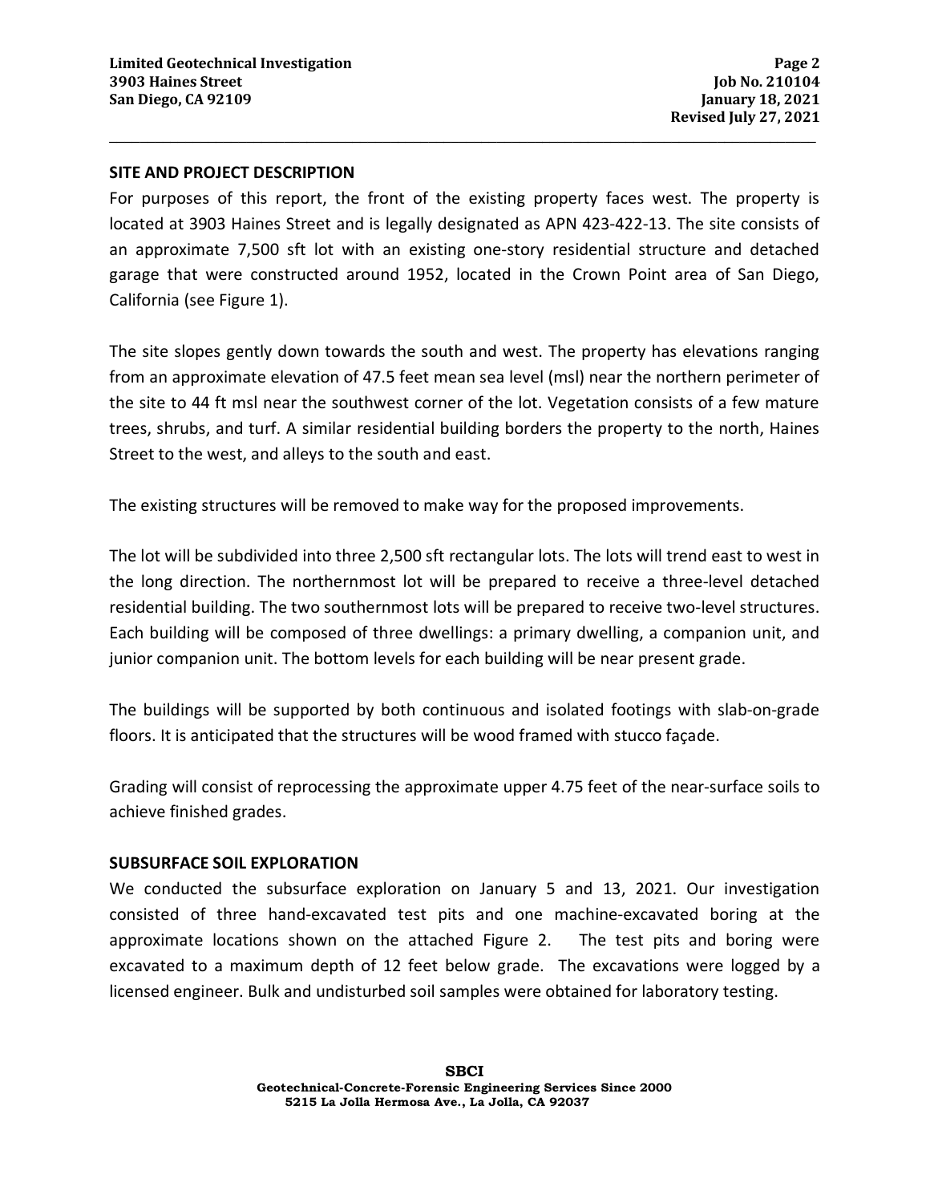## SITE AND PROJECT DESCRIPTION

For purposes of this report, the front of the existing property faces west. The property is located at 3903 Haines Street and is legally designated as APN 423-422-13. The site consists of an approximate 7,500 sft lot with an existing one-story residential structure and detached garage that were constructed around 1952, located in the Crown Point area of San Diego, California (see Figure 1).

The site slopes gently down towards the south and west. The property has elevations ranging from an approximate elevation of 47.5 feet mean sea level (msl) near the northern perimeter of the site to 44 ft msl near the southwest corner of the lot. Vegetation consists of a few mature trees, shrubs, and turf. A similar residential building borders the property to the north, Haines Street to the west, and alleys to the south and east.

The existing structures will be removed to make way for the proposed improvements.

The lot will be subdivided into three 2,500 sft rectangular lots. The lots will trend east to west in the long direction. The northernmost lot will be prepared to receive a three-level detached residential building. The two southernmost lots will be prepared to receive two-level structures. Each building will be composed of three dwellings: a primary dwelling, a companion unit, and junior companion unit. The bottom levels for each building will be near present grade.

The buildings will be supported by both continuous and isolated footings with slab-on-grade floors. It is anticipated that the structures will be wood framed with stucco façade.

Grading will consist of reprocessing the approximate upper 4.75 feet of the near-surface soils to achieve finished grades.

## SUBSURFACE SOIL EXPLORATION

We conducted the subsurface exploration on January 5 and 13, 2021. Our investigation consisted of three hand-excavated test pits and one machine-excavated boring at the approximate locations shown on the attached Figure 2. The test pits and boring were excavated to a maximum depth of 12 feet below grade. The excavations were logged by a licensed engineer. Bulk and undisturbed soil samples were obtained for laboratory testing.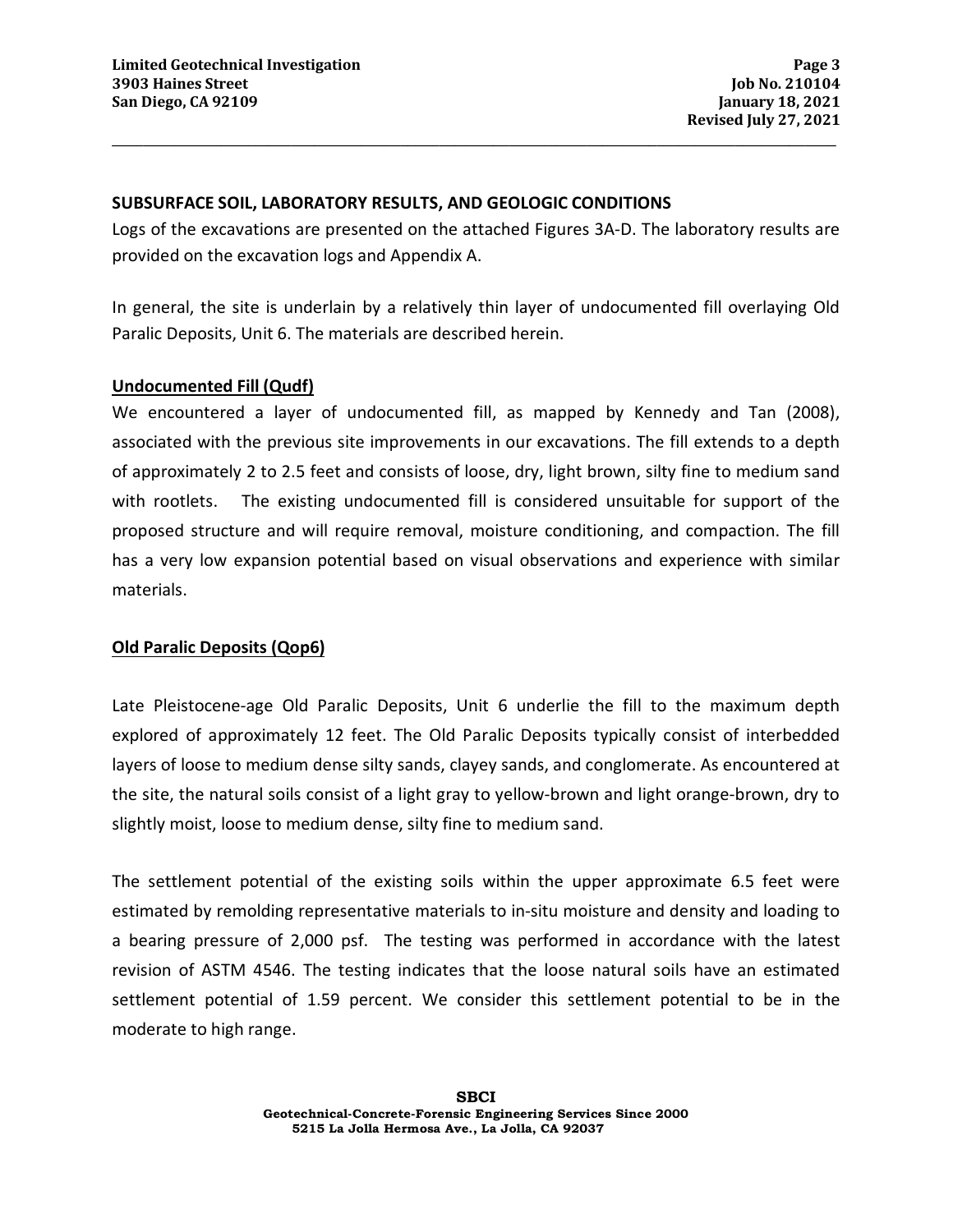## SUBSURFACE SOIL, LABORATORY RESULTS, AND GEOLOGIC CONDITIONS

Logs of the excavations are presented on the attached Figures 3A-D. The laboratory results are provided on the excavation logs and Appendix A.

In general, the site is underlain by a relatively thin layer of undocumented fill overlaying Old Paralic Deposits, Unit 6. The materials are described herein.

### Undocumented Fill (Qudf)

We encountered a layer of undocumented fill, as mapped by Kennedy and Tan (2008), associated with the previous site improvements in our excavations. The fill extends to a depth of approximately 2 to 2.5 feet and consists of loose, dry, light brown, silty fine to medium sand with rootlets. The existing undocumented fill is considered unsuitable for support of the proposed structure and will require removal, moisture conditioning, and compaction. The fill has a very low expansion potential based on visual observations and experience with similar materials.

### Old Paralic Deposits (Qop6)

Late Pleistocene-age Old Paralic Deposits, Unit 6 underlie the fill to the maximum depth explored of approximately 12 feet. The Old Paralic Deposits typically consist of interbedded layers of loose to medium dense silty sands, clayey sands, and conglomerate. As encountered at the site, the natural soils consist of a light gray to yellow-brown and light orange-brown, dry to slightly moist, loose to medium dense, silty fine to medium sand.

The settlement potential of the existing soils within the upper approximate 6.5 feet were estimated by remolding representative materials to in-situ moisture and density and loading to a bearing pressure of 2,000 psf. The testing was performed in accordance with the latest revision of ASTM 4546. The testing indicates that the loose natural soils have an estimated settlement potential of 1.59 percent. We consider this settlement potential to be in the moderate to high range.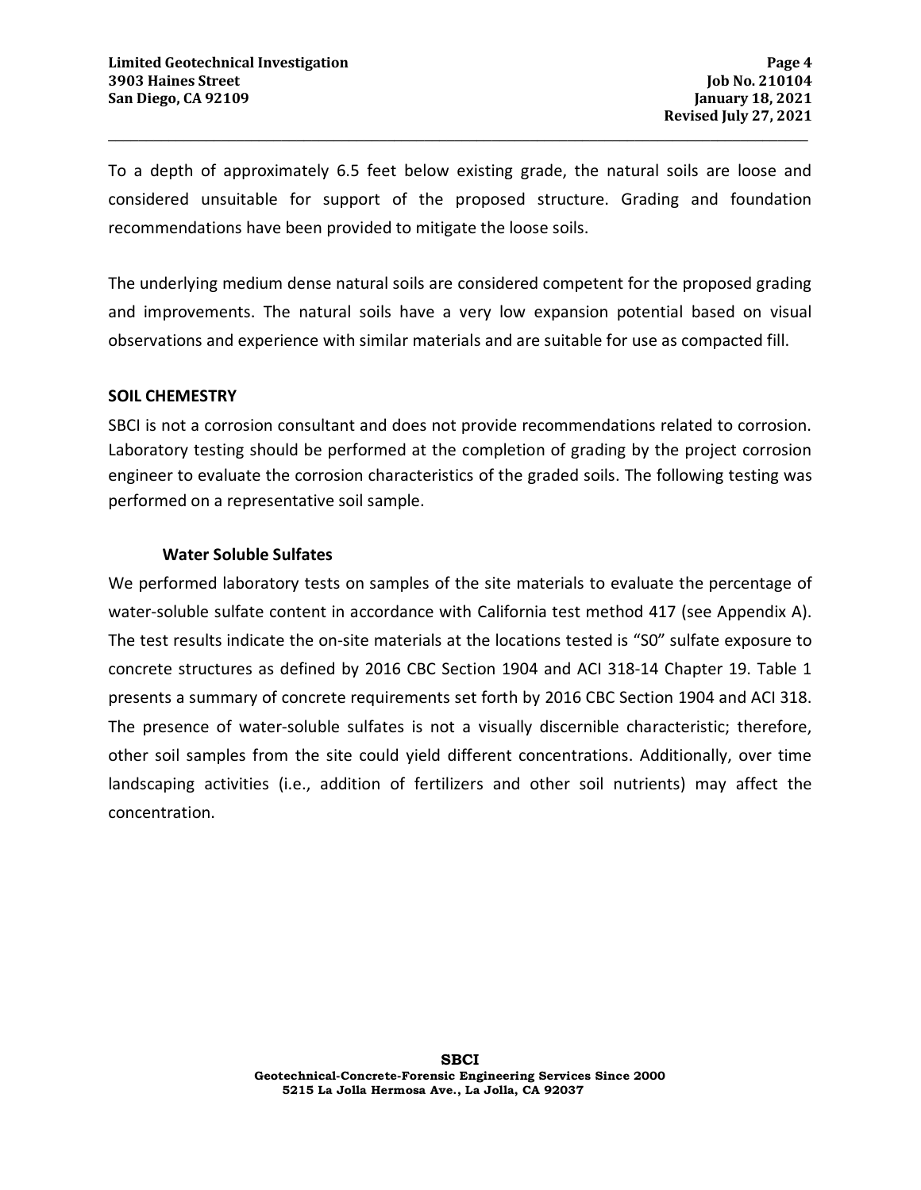To a depth of approximately 6.5 feet below existing grade, the natural soils are loose and considered unsuitable for support of the proposed structure. Grading and foundation recommendations have been provided to mitigate the loose soils.

The underlying medium dense natural soils are considered competent for the proposed grading and improvements. The natural soils have a very low expansion potential based on visual observations and experience with similar materials and are suitable for use as compacted fill.

## SOIL CHEMESTRY

SBCI is not a corrosion consultant and does not provide recommendations related to corrosion. Laboratory testing should be performed at the completion of grading by the project corrosion engineer to evaluate the corrosion characteristics of the graded soils. The following testing was performed on a representative soil sample.

### Water Soluble Sulfates

We performed laboratory tests on samples of the site materials to evaluate the percentage of water-soluble sulfate content in accordance with California test method 417 (see Appendix A). The test results indicate the on-site materials at the locations tested is "S0" sulfate exposure to concrete structures as defined by 2016 CBC Section 1904 and ACI 318-14 Chapter 19. Table 1 presents a summary of concrete requirements set forth by 2016 CBC Section 1904 and ACI 318. The presence of water-soluble sulfates is not a visually discernible characteristic; therefore, other soil samples from the site could yield different concentrations. Additionally, over time landscaping activities (i.e., addition of fertilizers and other soil nutrients) may affect the concentration.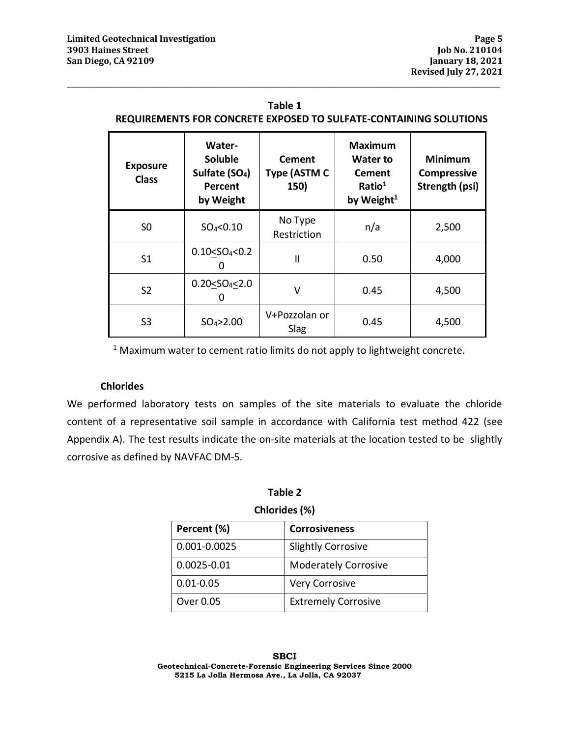**Table 1**
**REQUIREMENTS FOR CONCRETE EXPOSED TO SULFATE-CONTAINING SOLUTIONS**

| Exposure Class | Water-Soluble Sulfate ($SO_4$) Percent by Weight | Cement Type (ASTM C 150) | Maximum Water to Cement Ratio[1] by Weight[1] | Minimum Compressive Strength (psi) |
|---|---|---|---|---|
| S0 | $SO_4<0.10$ | No Type Restriction | n/a | 2,500 |
| S1 | $0.10\leq SO_4<0.20$ | II | 0.50 | 4,000 |
| S2 | $0.20\leq SO_4\leq 2.00$ | V | 0.45 | 4,500 |
| S3 | $SO_4>2.00$ | V+Pozzolan or Slag | 0.45 | 4,500 |

[1] Maximum water to cement ratio limits do not apply to lightweight concrete.

### Chlorides

We performed laboratory tests on samples of the site materials to evaluate the chloride content of a representative soil sample in accordance with California test method 422 (see Appendix A). The test results indicate the on-site materials at the location tested to be slightly corrosive as defined by NAVFAC DM-5.

**Table 2**
**Chlorides (%)**

| Percent (%) | Corrosiveness |
|---|---|
| 0.001-0.0025 | Slightly Corrosive |
| 0.0025-0.01 | Moderately Corrosive |
| 0.01-0.05 | Very Corrosive |
| Over 0.05 | Extremely Corrosive |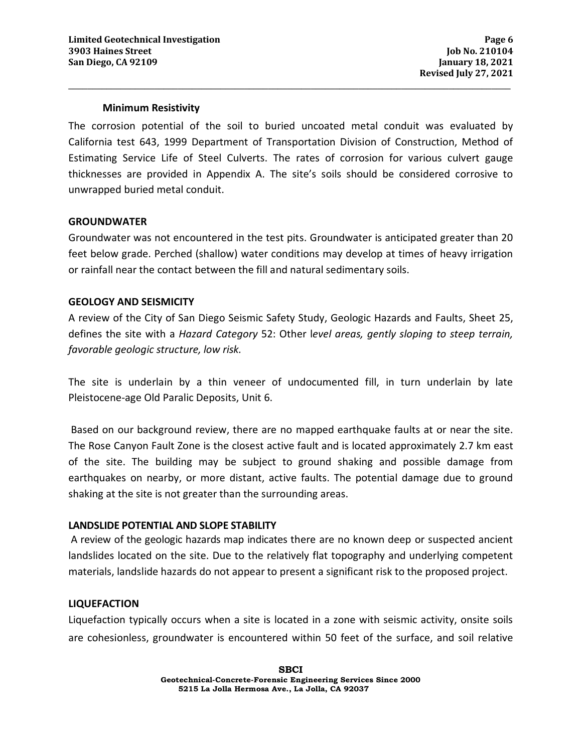### Minimum Resistivity

The corrosion potential of the soil to buried uncoated metal conduit was evaluated by California test 643, 1999 Department of Transportation Division of Construction, Method of Estimating Service Life of Steel Culverts. The rates of corrosion for various culvert gauge thicknesses are provided in Appendix A. The site's soils should be considered corrosive to unwrapped buried metal conduit.

## GROUNDWATER

Groundwater was not encountered in the test pits. Groundwater is anticipated greater than 20 feet below grade. Perched (shallow) water conditions may develop at times of heavy irrigation or rainfall near the contact between the fill and natural sedimentary soils.

## GEOLOGY AND SEISMICITY

A review of the City of San Diego Seismic Safety Study, Geologic Hazards and Faults, Sheet 25, defines the site with a *Hazard Category* 52: Other l*evel areas, gently sloping to steep terrain, favorable geologic structure, low risk.*

The site is underlain by a thin veneer of undocumented fill, in turn underlain by late Pleistocene-age Old Paralic Deposits, Unit 6.

Based on our background review, there are no mapped earthquake faults at or near the site. The Rose Canyon Fault Zone is the closest active fault and is located approximately 2.7 km east of the site. The building may be subject to ground shaking and possible damage from earthquakes on nearby, or more distant, active faults. The potential damage due to ground shaking at the site is not greater than the surrounding areas.

## LANDSLIDE POTENTIAL AND SLOPE STABILITY

A review of the geologic hazards map indicates there are no known deep or suspected ancient landslides located on the site. Due to the relatively flat topography and underlying competent materials, landslide hazards do not appear to present a significant risk to the proposed project.

## LIQUEFACTION

Liquefaction typically occurs when a site is located in a zone with seismic activity, onsite soils are cohesionless, groundwater is encountered within 50 feet of the surface, and soil relative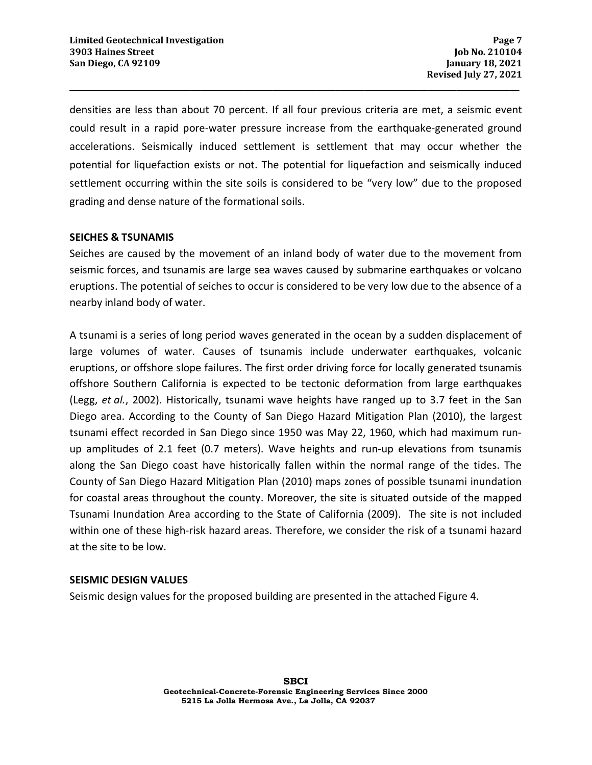densities are less than about 70 percent. If all four previous criteria are met, a seismic event could result in a rapid pore-water pressure increase from the earthquake-generated ground accelerations. Seismically induced settlement is settlement that may occur whether the potential for liquefaction exists or not. The potential for liquefaction and seismically induced settlement occurring within the site soils is considered to be "very low" due to the proposed grading and dense nature of the formational soils.

## SEICHES & TSUNAMIS

Seiches are caused by the movement of an inland body of water due to the movement from seismic forces, and tsunamis are large sea waves caused by submarine earthquakes or volcano eruptions. The potential of seiches to occur is considered to be very low due to the absence of a nearby inland body of water.

A tsunami is a series of long period waves generated in the ocean by a sudden displacement of large volumes of water. Causes of tsunamis include underwater earthquakes, volcanic eruptions, or offshore slope failures. The first order driving force for locally generated tsunamis offshore Southern California is expected to be tectonic deformation from large earthquakes (Legg, *et al.*, 2002). Historically, tsunami wave heights have ranged up to 3.7 feet in the San Diego area. According to the County of San Diego Hazard Mitigation Plan (2010), the largest tsunami effect recorded in San Diego since 1950 was May 22, 1960, which had maximum run-up amplitudes of 2.1 feet (0.7 meters). Wave heights and run-up elevations from tsunamis along the San Diego coast have historically fallen within the normal range of the tides. The County of San Diego Hazard Mitigation Plan (2010) maps zones of possible tsunami inundation for coastal areas throughout the county. Moreover, the site is situated outside of the mapped Tsunami Inundation Area according to the State of California (2009). The site is not included within one of these high-risk hazard areas. Therefore, we consider the risk of a tsunami hazard at the site to be low.

## SEISMIC DESIGN VALUES

Seismic design values for the proposed building are presented in the attached Figure 4.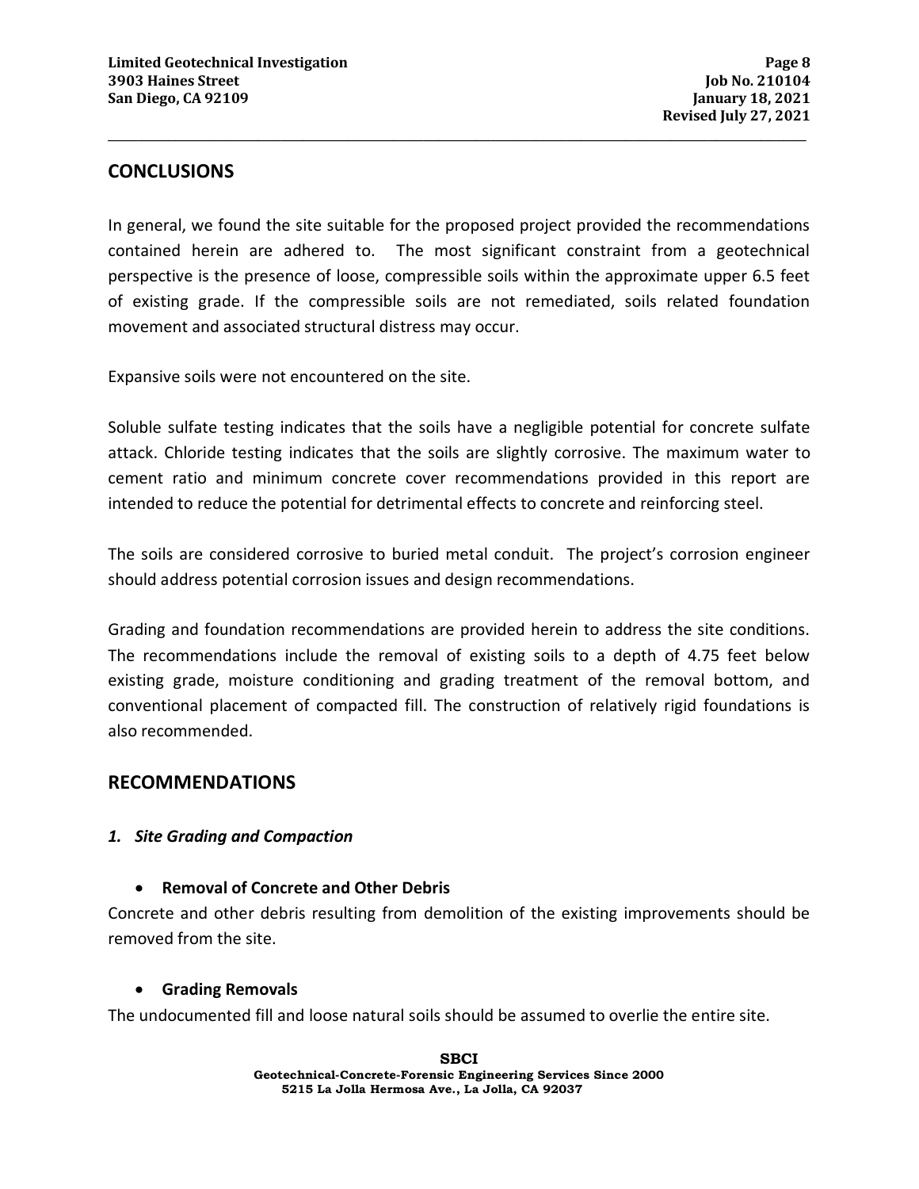## CONCLUSIONS

In general, we found the site suitable for the proposed project provided the recommendations contained herein are adhered to. The most significant constraint from a geotechnical perspective is the presence of loose, compressible soils within the approximate upper 6.5 feet of existing grade. If the compressible soils are not remediated, soils related foundation movement and associated structural distress may occur.

Expansive soils were not encountered on the site.

Soluble sulfate testing indicates that the soils have a negligible potential for concrete sulfate attack. Chloride testing indicates that the soils are slightly corrosive. The maximum water to cement ratio and minimum concrete cover recommendations provided in this report are intended to reduce the potential for detrimental effects to concrete and reinforcing steel.

The soils are considered corrosive to buried metal conduit. The project's corrosion engineer should address potential corrosion issues and design recommendations.

Grading and foundation recommendations are provided herein to address the site conditions. The recommendations include the removal of existing soils to a depth of 4.75 feet below existing grade, moisture conditioning and grading treatment of the removal bottom, and conventional placement of compacted fill. The construction of relatively rigid foundations is also recommended.

## RECOMMENDATIONS

### *1. Site Grading and Compaction*

- **Removal of Concrete and Other Debris**

Concrete and other debris resulting from demolition of the existing improvements should be removed from the site.

- **Grading Removals**

The undocumented fill and loose natural soils should be assumed to overlie the entire site.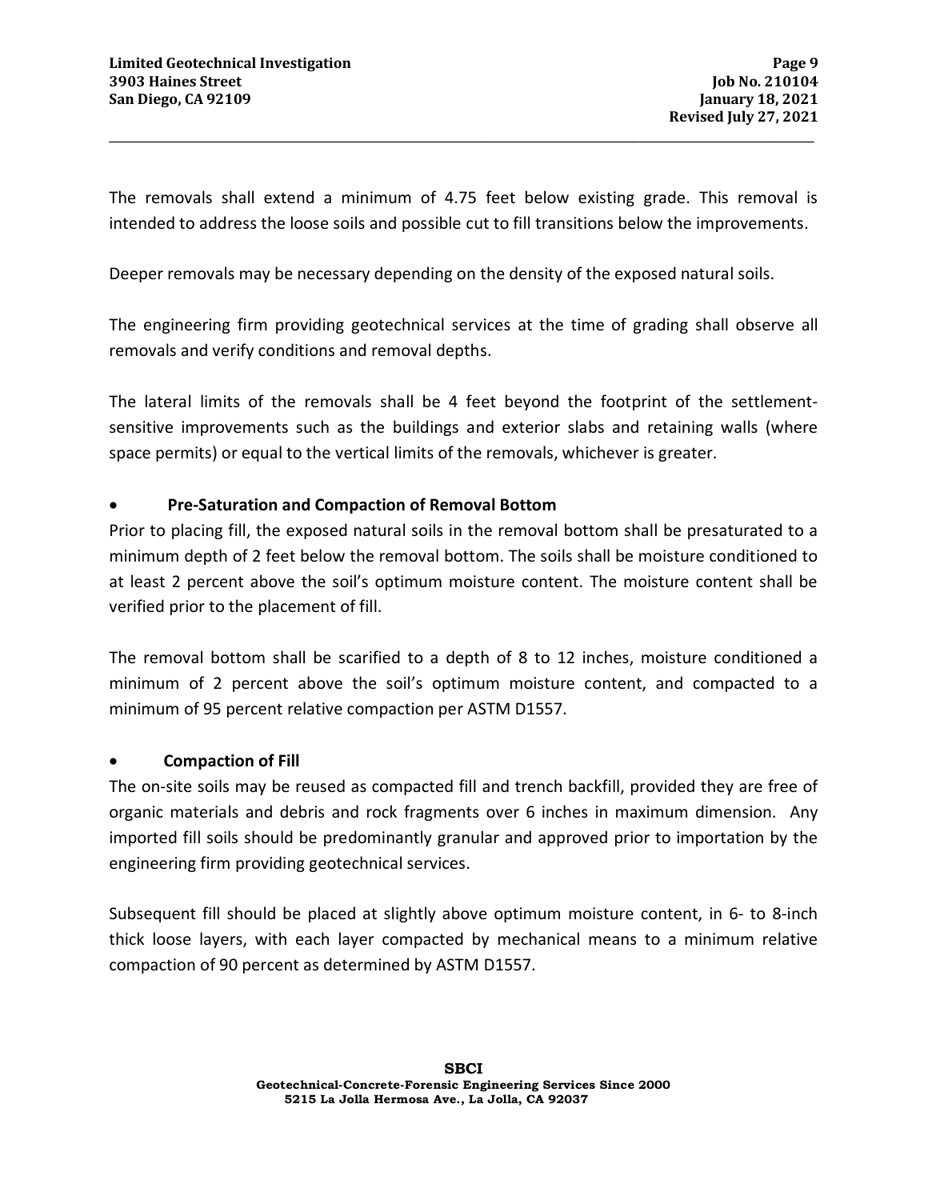The removals shall extend a minimum of 4.75 feet below existing grade. This removal is intended to address the loose soils and possible cut to fill transitions below the improvements.

Deeper removals may be necessary depending on the density of the exposed natural soils.

The engineering firm providing geotechnical services at the time of grading shall observe all removals and verify conditions and removal depths.

The lateral limits of the removals shall be 4 feet beyond the footprint of the settlement-sensitive improvements such as the buildings and exterior slabs and retaining walls (where space permits) or equal to the vertical limits of the removals, whichever is greater.

- **Pre-Saturation and Compaction of Removal Bottom**

Prior to placing fill, the exposed natural soils in the removal bottom shall be presaturated to a minimum depth of 2 feet below the removal bottom. The soils shall be moisture conditioned to at least 2 percent above the soil's optimum moisture content. The moisture content shall be verified prior to the placement of fill.

The removal bottom shall be scarified to a depth of 8 to 12 inches, moisture conditioned a minimum of 2 percent above the soil's optimum moisture content, and compacted to a minimum of 95 percent relative compaction per ASTM D1557.

- **Compaction of Fill**

The on-site soils may be reused as compacted fill and trench backfill, provided they are free of organic materials and debris and rock fragments over 6 inches in maximum dimension. Any imported fill soils should be predominantly granular and approved prior to importation by the engineering firm providing geotechnical services.

Subsequent fill should be placed at slightly above optimum moisture content, in 6- to 8-inch thick loose layers, with each layer compacted by mechanical means to a minimum relative compaction of 90 percent as determined by ASTM D1557.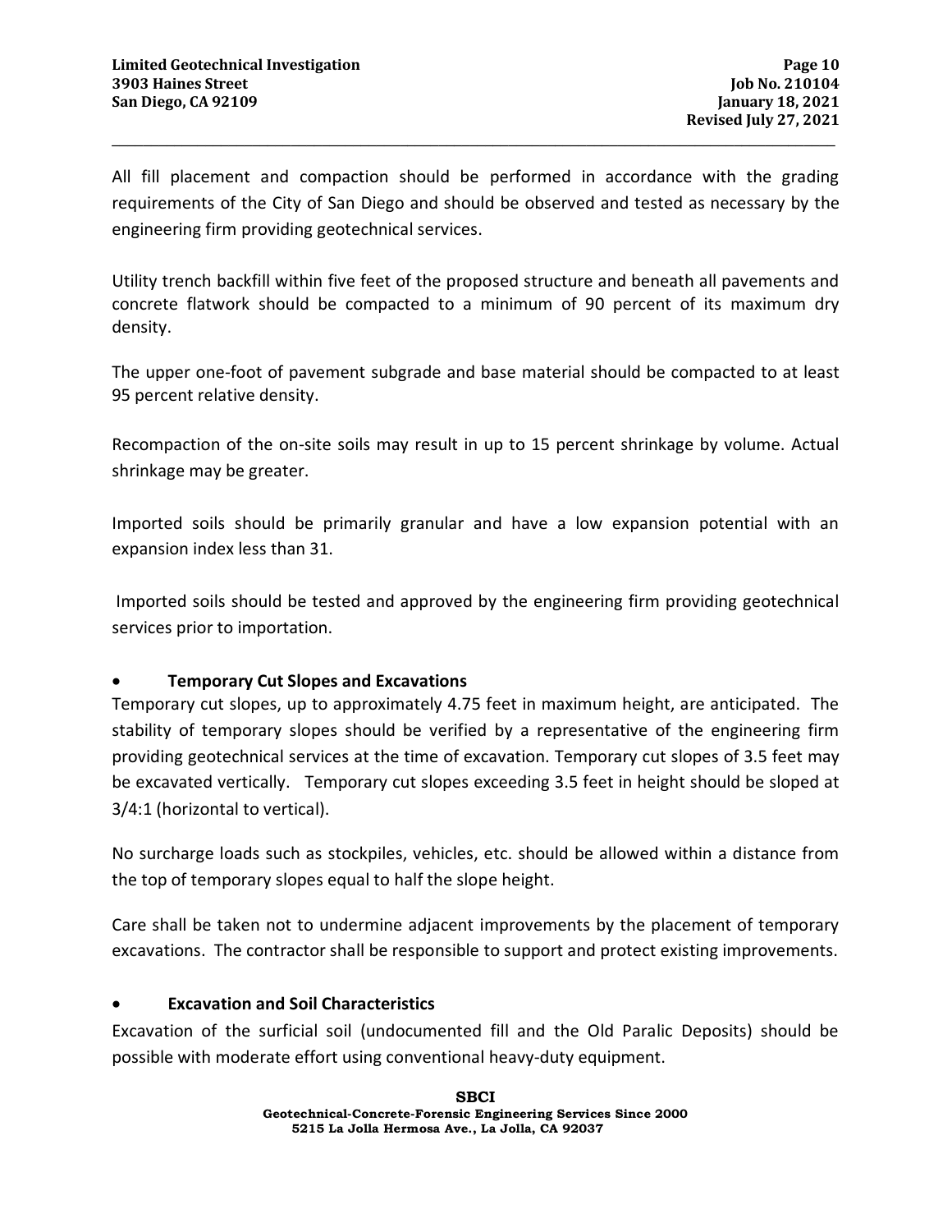All fill placement and compaction should be performed in accordance with the grading requirements of the City of San Diego and should be observed and tested as necessary by the engineering firm providing geotechnical services.

Utility trench backfill within five feet of the proposed structure and beneath all pavements and concrete flatwork should be compacted to a minimum of 90 percent of its maximum dry density.

The upper one-foot of pavement subgrade and base material should be compacted to at least 95 percent relative density.

Recompaction of the on-site soils may result in up to 15 percent shrinkage by volume. Actual shrinkage may be greater.

Imported soils should be primarily granular and have a low expansion potential with an expansion index less than 31.

Imported soils should be tested and approved by the engineering firm providing geotechnical services prior to importation.

- **Temporary Cut Slopes and Excavations**

Temporary cut slopes, up to approximately 4.75 feet in maximum height, are anticipated. The stability of temporary slopes should be verified by a representative of the engineering firm providing geotechnical services at the time of excavation. Temporary cut slopes of 3.5 feet may be excavated vertically. Temporary cut slopes exceeding 3.5 feet in height should be sloped at 3/4:1 (horizontal to vertical).

No surcharge loads such as stockpiles, vehicles, etc. should be allowed within a distance from the top of temporary slopes equal to half the slope height.

Care shall be taken not to undermine adjacent improvements by the placement of temporary excavations. The contractor shall be responsible to support and protect existing improvements.

- **Excavation and Soil Characteristics**

Excavation of the surficial soil (undocumented fill and the Old Paralic Deposits) should be possible with moderate effort using conventional heavy-duty equipment.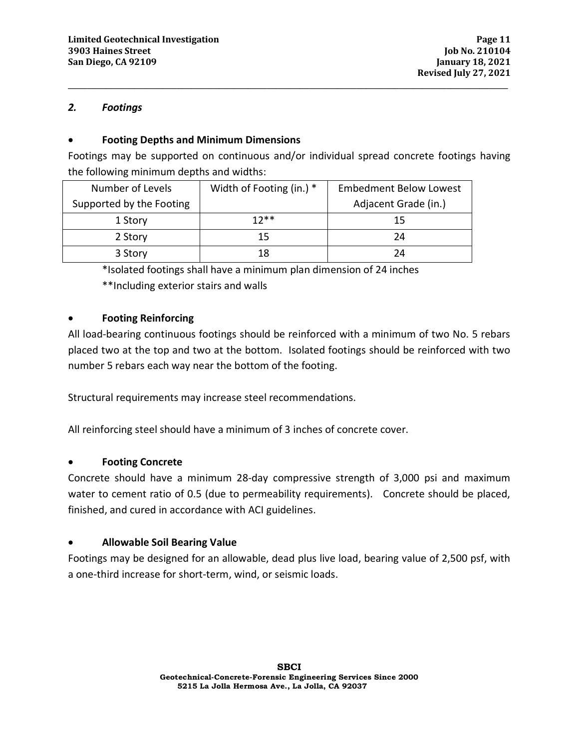### *2. Footings*

- **Footing Depths and Minimum Dimensions**

Footings may be supported on continuous and/or individual spread concrete footings having the following minimum depths and widths:

| Number of Levels Supported by the Footing | Width of Footing (in.) * | Embedment Below Lowest Adjacent Grade (in.) |
|---|---|---|
| 1 Story | 12** | 15 |
| 2 Story | 15 | 24 |
| 3 Story | 18 | 24 |

*Isolated footings shall have a minimum plan dimension of 24 inches

**Including exterior stairs and walls

- **Footing Reinforcing**

All load-bearing continuous footings should be reinforced with a minimum of two No. 5 rebars placed two at the top and two at the bottom. Isolated footings should be reinforced with two number 5 rebars each way near the bottom of the footing.

Structural requirements may increase steel recommendations.

All reinforcing steel should have a minimum of 3 inches of concrete cover.

- **Footing Concrete**

Concrete should have a minimum 28-day compressive strength of 3,000 psi and maximum water to cement ratio of 0.5 (due to permeability requirements). Concrete should be placed, finished, and cured in accordance with ACI guidelines.

- **Allowable Soil Bearing Value**

Footings may be designed for an allowable, dead plus live load, bearing value of 2,500 psf, with a one-third increase for short-term, wind, or seismic loads.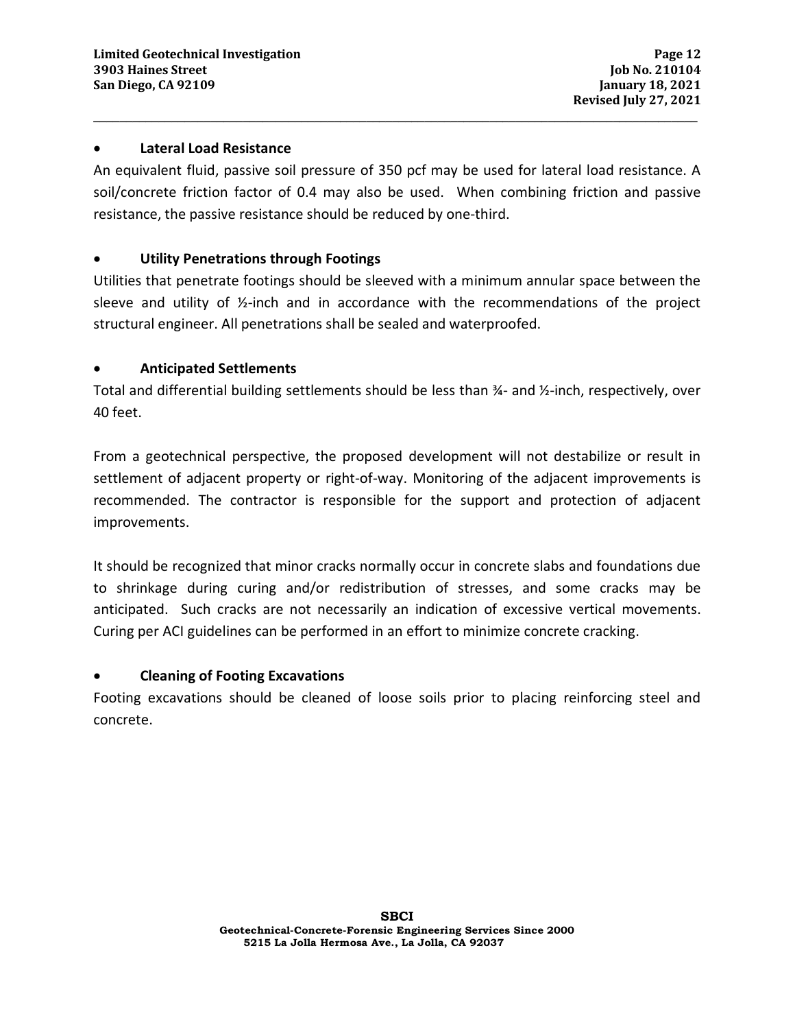- **Lateral Load Resistance**

An equivalent fluid, passive soil pressure of 350 pcf may be used for lateral load resistance. A soil/concrete friction factor of 0.4 may also be used. When combining friction and passive resistance, the passive resistance should be reduced by one-third.

- **Utility Penetrations through Footings**

Utilities that penetrate footings should be sleeved with a minimum annular space between the sleeve and utility of ½-inch and in accordance with the recommendations of the project structural engineer. All penetrations shall be sealed and waterproofed.

- **Anticipated Settlements**

Total and differential building settlements should be less than ¾- and ½-inch, respectively, over 40 feet.

From a geotechnical perspective, the proposed development will not destabilize or result in settlement of adjacent property or right-of-way. Monitoring of the adjacent improvements is recommended. The contractor is responsible for the support and protection of adjacent improvements.

It should be recognized that minor cracks normally occur in concrete slabs and foundations due to shrinkage during curing and/or redistribution of stresses, and some cracks may be anticipated. Such cracks are not necessarily an indication of excessive vertical movements. Curing per ACI guidelines can be performed in an effort to minimize concrete cracking.

- **Cleaning of Footing Excavations**

Footing excavations should be cleaned of loose soils prior to placing reinforcing steel and concrete.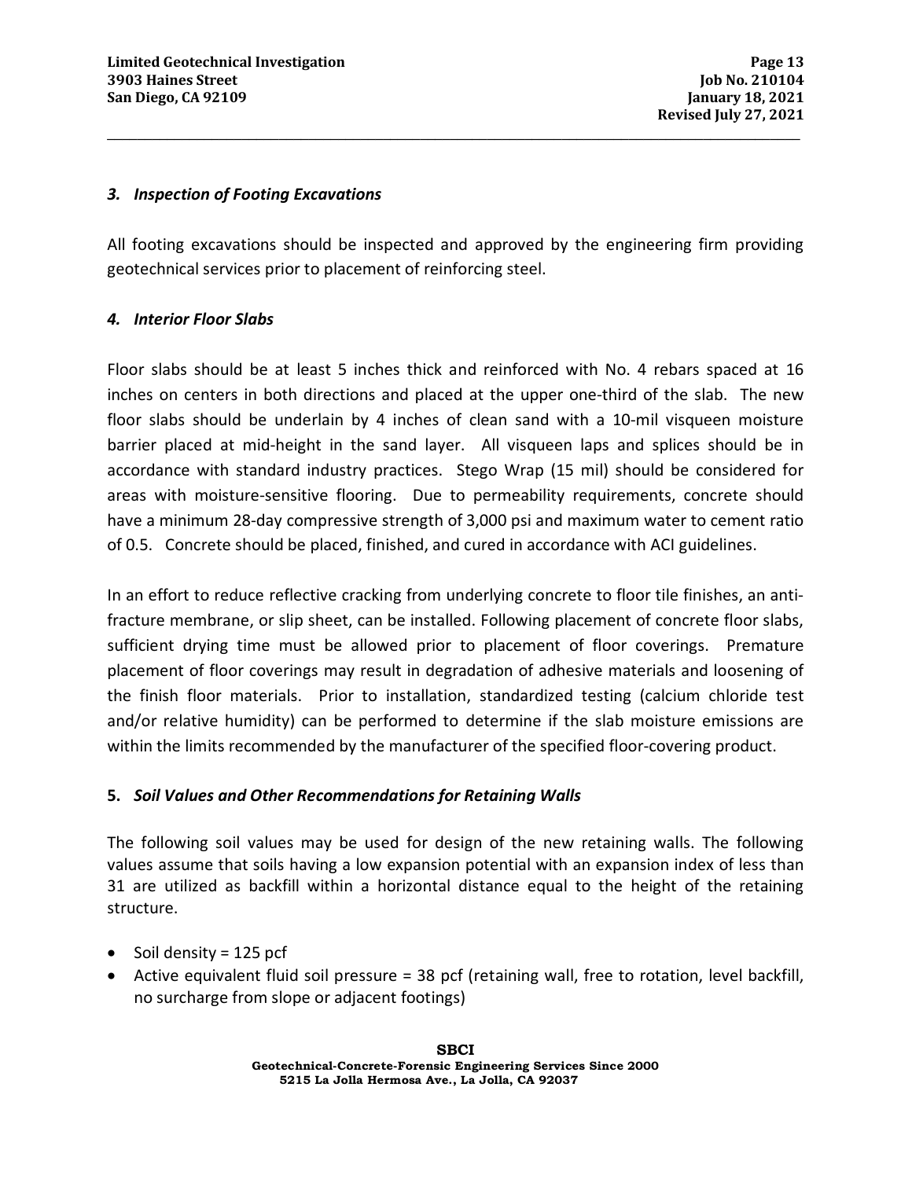### *3. Inspection of Footing Excavations*

All footing excavations should be inspected and approved by the engineering firm providing geotechnical services prior to placement of reinforcing steel.

### *4. Interior Floor Slabs*

Floor slabs should be at least 5 inches thick and reinforced with No. 4 rebars spaced at 16 inches on centers in both directions and placed at the upper one-third of the slab. The new floor slabs should be underlain by 4 inches of clean sand with a 10-mil visqueen moisture barrier placed at mid-height in the sand layer. All visqueen laps and splices should be in accordance with standard industry practices. Stego Wrap (15 mil) should be considered for areas with moisture-sensitive flooring. Due to permeability requirements, concrete should have a minimum 28-day compressive strength of 3,000 psi and maximum water to cement ratio of 0.5. Concrete should be placed, finished, and cured in accordance with ACI guidelines.

In an effort to reduce reflective cracking from underlying concrete to floor tile finishes, an anti-fracture membrane, or slip sheet, can be installed. Following placement of concrete floor slabs, sufficient drying time must be allowed prior to placement of floor coverings. Premature placement of floor coverings may result in degradation of adhesive materials and loosening of the finish floor materials. Prior to installation, standardized testing (calcium chloride test and/or relative humidity) can be performed to determine if the slab moisture emissions are within the limits recommended by the manufacturer of the specified floor-covering product.

### **5.** *Soil Values and Other Recommendations for Retaining Walls*

The following soil values may be used for design of the new retaining walls. The following values assume that soils having a low expansion potential with an expansion index of less than 31 are utilized as backfill within a horizontal distance equal to the height of the retaining structure.

- Soil density = 125 pcf
- Active equivalent fluid soil pressure = 38 pcf (retaining wall, free to rotation, level backfill, no surcharge from slope or adjacent footings)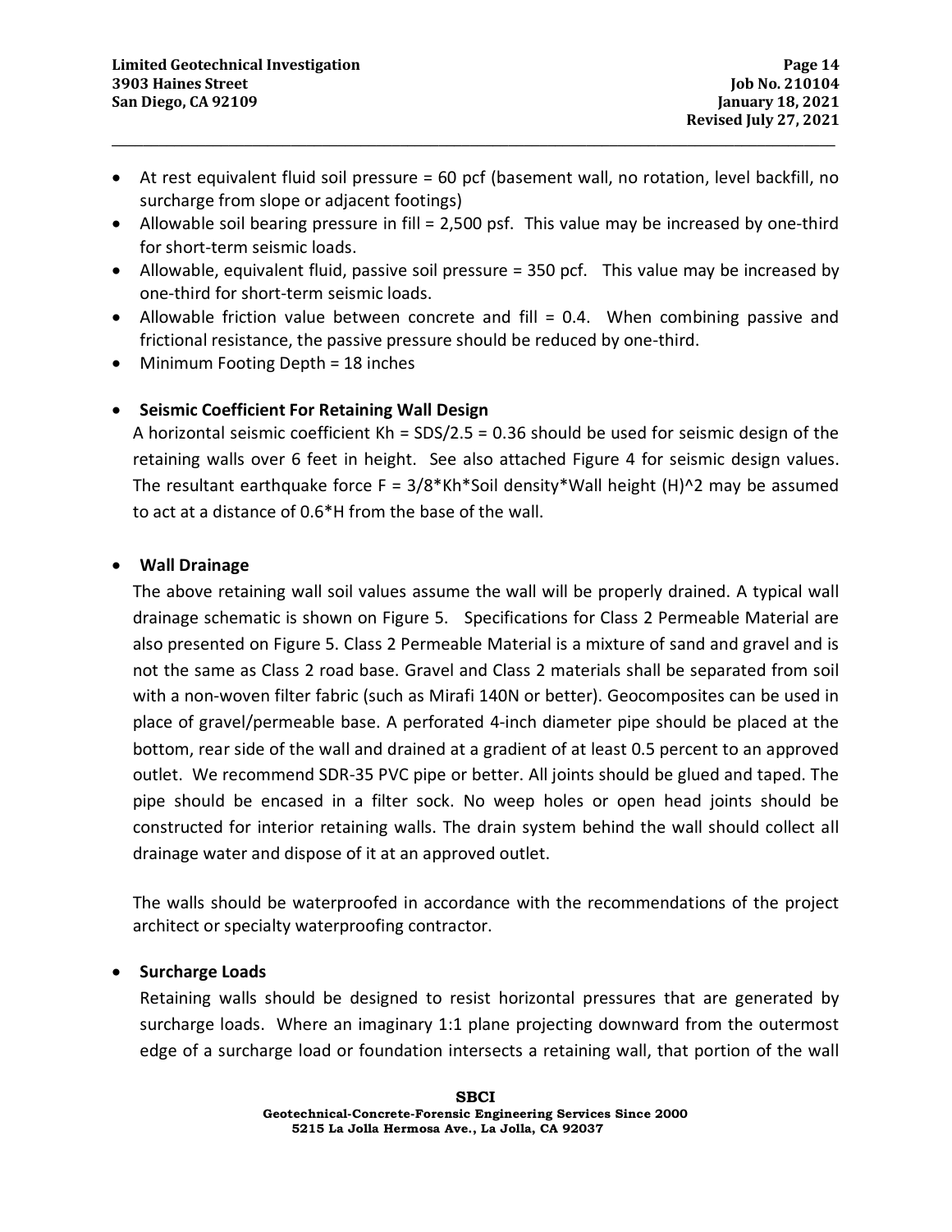- At rest equivalent fluid soil pressure = 60 pcf (basement wall, no rotation, level backfill, no surcharge from slope or adjacent footings)
- Allowable soil bearing pressure in fill = 2,500 psf. This value may be increased by one-third for short-term seismic loads.
- Allowable, equivalent fluid, passive soil pressure = 350 pcf. This value may be increased by one-third for short-term seismic loads.
- Allowable friction value between concrete and fill = 0.4. When combining passive and frictional resistance, the passive pressure should be reduced by one-third.
- Minimum Footing Depth = 18 inches

- **Seismic Coefficient For Retaining Wall Design**

  A horizontal seismic coefficient $K_h = S_{DS}/2.5 = 0.36$ should be used for seismic design of the retaining walls over 6 feet in height. See also attached Figure 4 for seismic design values. The resultant earthquake force $F = 3/8 \cdot K_h \cdot \text{Soil density} \cdot \text{Wall height } (H)^2$ may be assumed to act at a distance of $0.6 \cdot H$ from the base of the wall.

- **Wall Drainage**

  The above retaining wall soil values assume the wall will be properly drained. A typical wall drainage schematic is shown on Figure 5. Specifications for Class 2 Permeable Material are also presented on Figure 5. Class 2 Permeable Material is a mixture of sand and gravel and is not the same as Class 2 road base. Gravel and Class 2 materials shall be separated from soil with a non-woven filter fabric (such as Mirafi 140N or better). Geocomposites can be used in place of gravel/permeable base. A perforated 4-inch diameter pipe should be placed at the bottom, rear side of the wall and drained at a gradient of at least 0.5 percent to an approved outlet. We recommend SDR-35 PVC pipe or better. All joints should be glued and taped. The pipe should be encased in a filter sock. No weep holes or open head joints should be constructed for interior retaining walls. The drain system behind the wall should collect all drainage water and dispose of it at an approved outlet.

  The walls should be waterproofed in accordance with the recommendations of the project architect or specialty waterproofing contractor.

- **Surcharge Loads**

  Retaining walls should be designed to resist horizontal pressures that are generated by surcharge loads. Where an imaginary 1:1 plane projecting downward from the outermost edge of a surcharge load or foundation intersects a retaining wall, that portion of the wall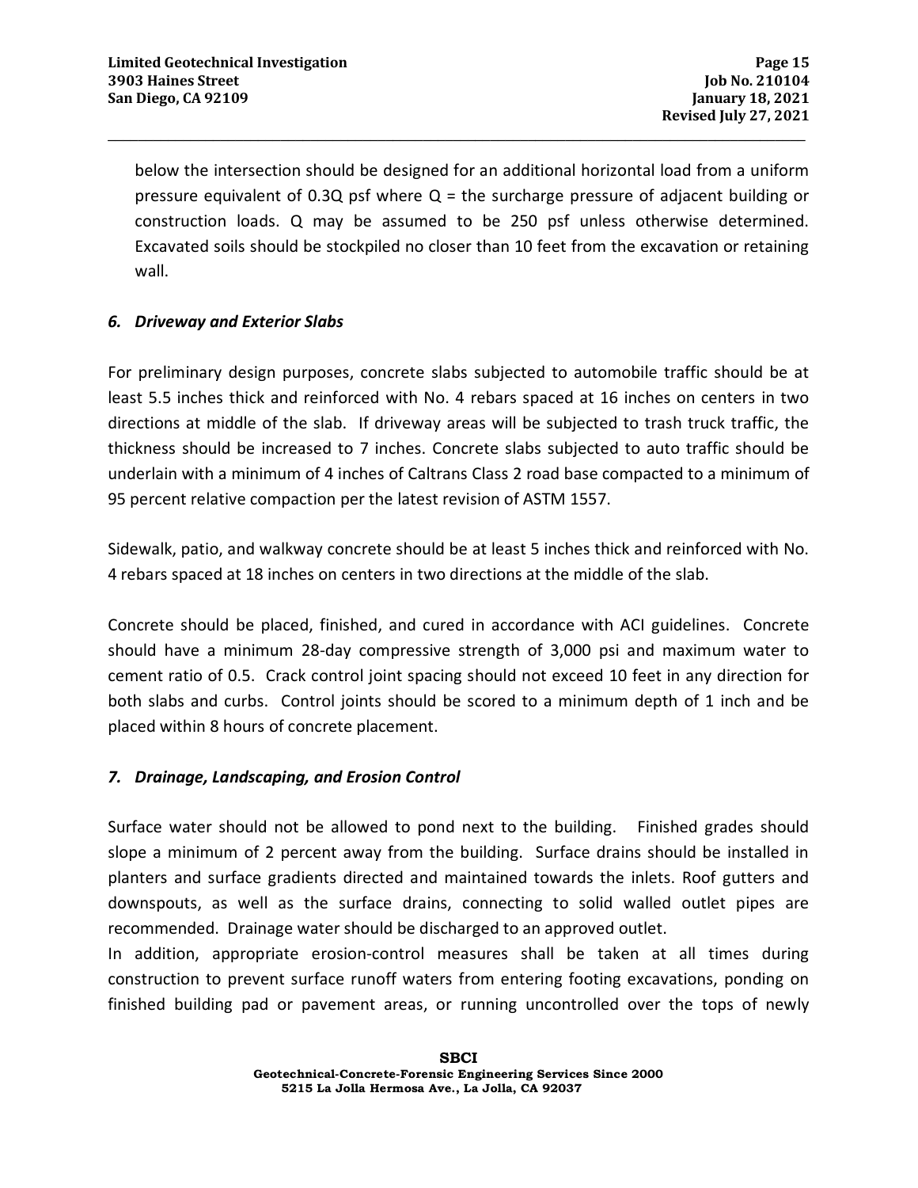below the intersection should be designed for an additional horizontal load from a uniform pressure equivalent of 0.3Q psf where Q = the surcharge pressure of adjacent building or construction loads. Q may be assumed to be 250 psf unless otherwise determined. Excavated soils should be stockpiled no closer than 10 feet from the excavation or retaining wall.

### *6. Driveway and Exterior Slabs*

For preliminary design purposes, concrete slabs subjected to automobile traffic should be at least 5.5 inches thick and reinforced with No. 4 rebars spaced at 16 inches on centers in two directions at middle of the slab. If driveway areas will be subjected to trash truck traffic, the thickness should be increased to 7 inches. Concrete slabs subjected to auto traffic should be underlain with a minimum of 4 inches of Caltrans Class 2 road base compacted to a minimum of 95 percent relative compaction per the latest revision of ASTM 1557.

Sidewalk, patio, and walkway concrete should be at least 5 inches thick and reinforced with No. 4 rebars spaced at 18 inches on centers in two directions at the middle of the slab.

Concrete should be placed, finished, and cured in accordance with ACI guidelines. Concrete should have a minimum 28-day compressive strength of 3,000 psi and maximum water to cement ratio of 0.5. Crack control joint spacing should not exceed 10 feet in any direction for both slabs and curbs. Control joints should be scored to a minimum depth of 1 inch and be placed within 8 hours of concrete placement.

### *7. Drainage, Landscaping, and Erosion Control*

Surface water should not be allowed to pond next to the building. Finished grades should slope a minimum of 2 percent away from the building. Surface drains should be installed in planters and surface gradients directed and maintained towards the inlets. Roof gutters and downspouts, as well as the surface drains, connecting to solid walled outlet pipes are recommended. Drainage water should be discharged to an approved outlet.
In addition, appropriate erosion-control measures shall be taken at all times during construction to prevent surface runoff waters from entering footing excavations, ponding on finished building pad or pavement areas, or running uncontrolled over the tops of newly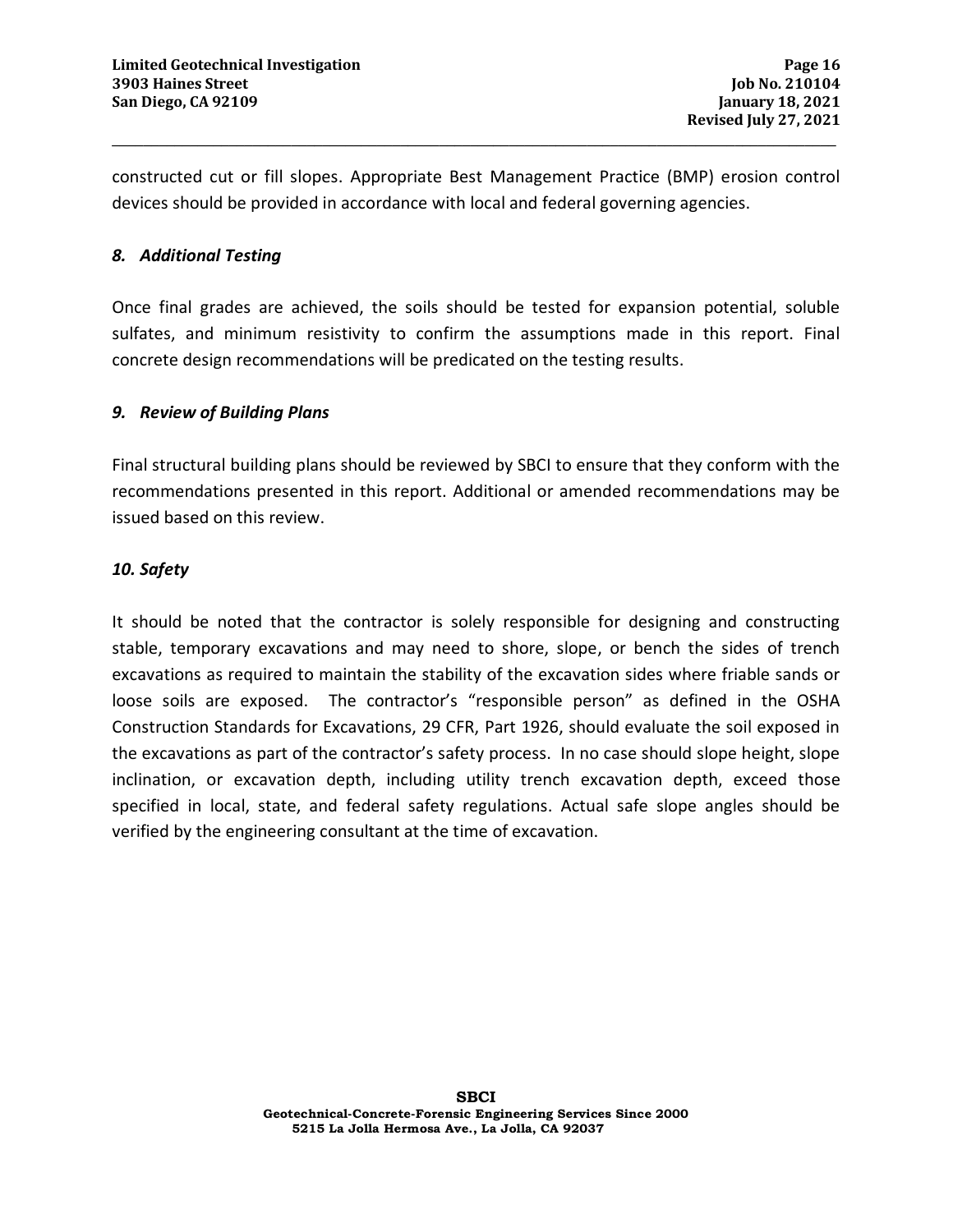constructed cut or fill slopes. Appropriate Best Management Practice (BMP) erosion control devices should be provided in accordance with local and federal governing agencies.

### *8. Additional Testing*

Once final grades are achieved, the soils should be tested for expansion potential, soluble sulfates, and minimum resistivity to confirm the assumptions made in this report. Final concrete design recommendations will be predicated on the testing results.

### *9. Review of Building Plans*

Final structural building plans should be reviewed by SBCI to ensure that they conform with the recommendations presented in this report. Additional or amended recommendations may be issued based on this review.

### *10. Safety*

It should be noted that the contractor is solely responsible for designing and constructing stable, temporary excavations and may need to shore, slope, or bench the sides of trench excavations as required to maintain the stability of the excavation sides where friable sands or loose soils are exposed. The contractor's "responsible person" as defined in the OSHA Construction Standards for Excavations, 29 CFR, Part 1926, should evaluate the soil exposed in the excavations as part of the contractor's safety process. In no case should slope height, slope inclination, or excavation depth, including utility trench excavation depth, exceed those specified in local, state, and federal safety regulations. Actual safe slope angles should be verified by the engineering consultant at the time of excavation.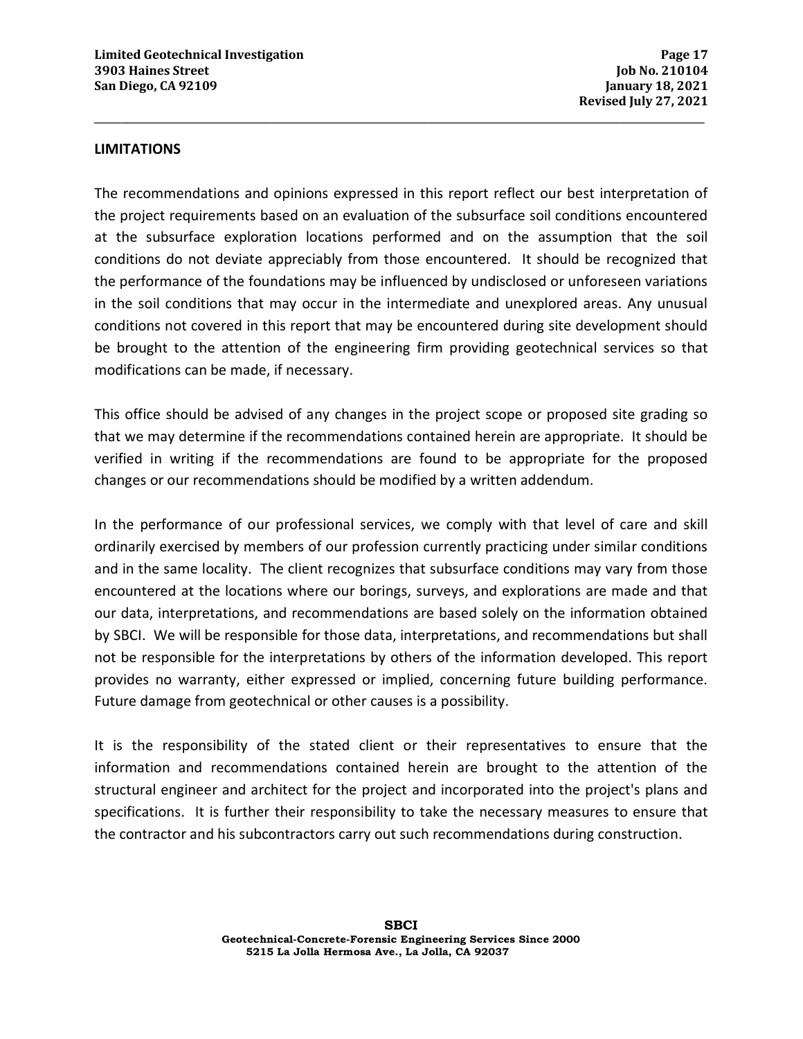## LIMITATIONS

The recommendations and opinions expressed in this report reflect our best interpretation of the project requirements based on an evaluation of the subsurface soil conditions encountered at the subsurface exploration locations performed and on the assumption that the soil conditions do not deviate appreciably from those encountered. It should be recognized that the performance of the foundations may be influenced by undisclosed or unforeseen variations in the soil conditions that may occur in the intermediate and unexplored areas. Any unusual conditions not covered in this report that may be encountered during site development should be brought to the attention of the engineering firm providing geotechnical services so that modifications can be made, if necessary.

This office should be advised of any changes in the project scope or proposed site grading so that we may determine if the recommendations contained herein are appropriate. It should be verified in writing if the recommendations are found to be appropriate for the proposed changes or our recommendations should be modified by a written addendum.

In the performance of our professional services, we comply with that level of care and skill ordinarily exercised by members of our profession currently practicing under similar conditions and in the same locality. The client recognizes that subsurface conditions may vary from those encountered at the locations where our borings, surveys, and explorations are made and that our data, interpretations, and recommendations are based solely on the information obtained by SBCI. We will be responsible for those data, interpretations, and recommendations but shall not be responsible for the interpretations by others of the information developed. This report provides no warranty, either expressed or implied, concerning future building performance. Future damage from geotechnical or other causes is a possibility.

It is the responsibility of the stated client or their representatives to ensure that the information and recommendations contained herein are brought to the attention of the structural engineer and architect for the project and incorporated into the project's plans and specifications. It is further their responsibility to take the necessary measures to ensure that the contractor and his subcontractors carry out such recommendations during construction.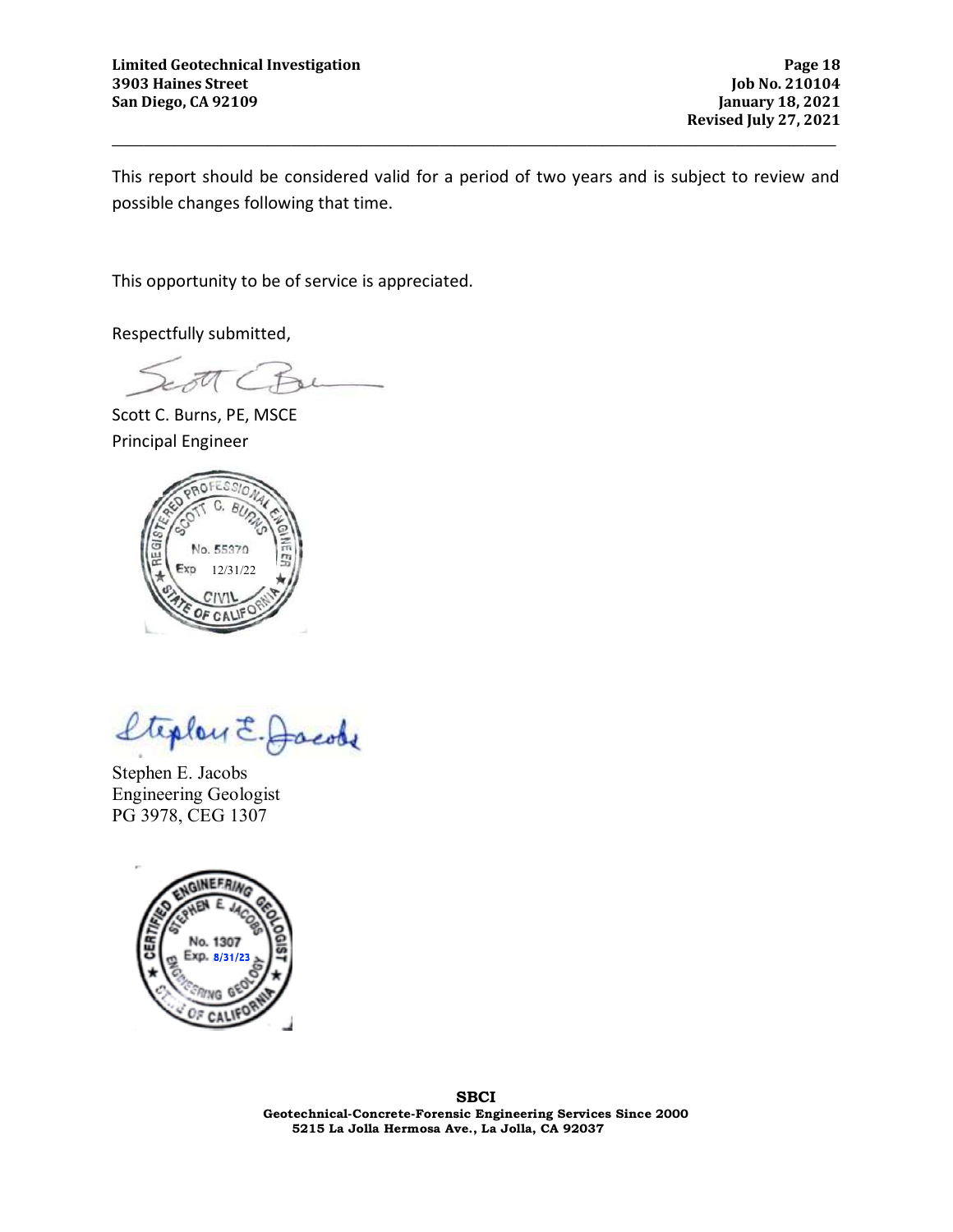This report should be considered valid for a period of two years and is subject to review and possible changes following that time.

This opportunity to be of service is appreciated.

Respectfully submitted,

Scott C. Burns, PE, MSCE
Principal Engineer

REGISTERED PROFESSIONAL ENGINEER
SCOTT C. BURNS
No. 55370
Exp 12/31/22
CIVIL
STATE OF CALIFORNIA

Stephen E. Jacobs
Engineering Geologist
PG 3978, CEG 1307

CERTIFIED ENGINEERING GEOLOGIST
STEPHEN E. JACOBS
No. 1307
Exp. 8/31/23
ENGINEERING GEOLOGY
STATE OF CALIFORNIA

**SBCI**
**Geotechnical-Concrete-Forensic Engineering Services Since 2000**
**5215 La Jolla Hermosa Ave., La Jolla, CA 92037**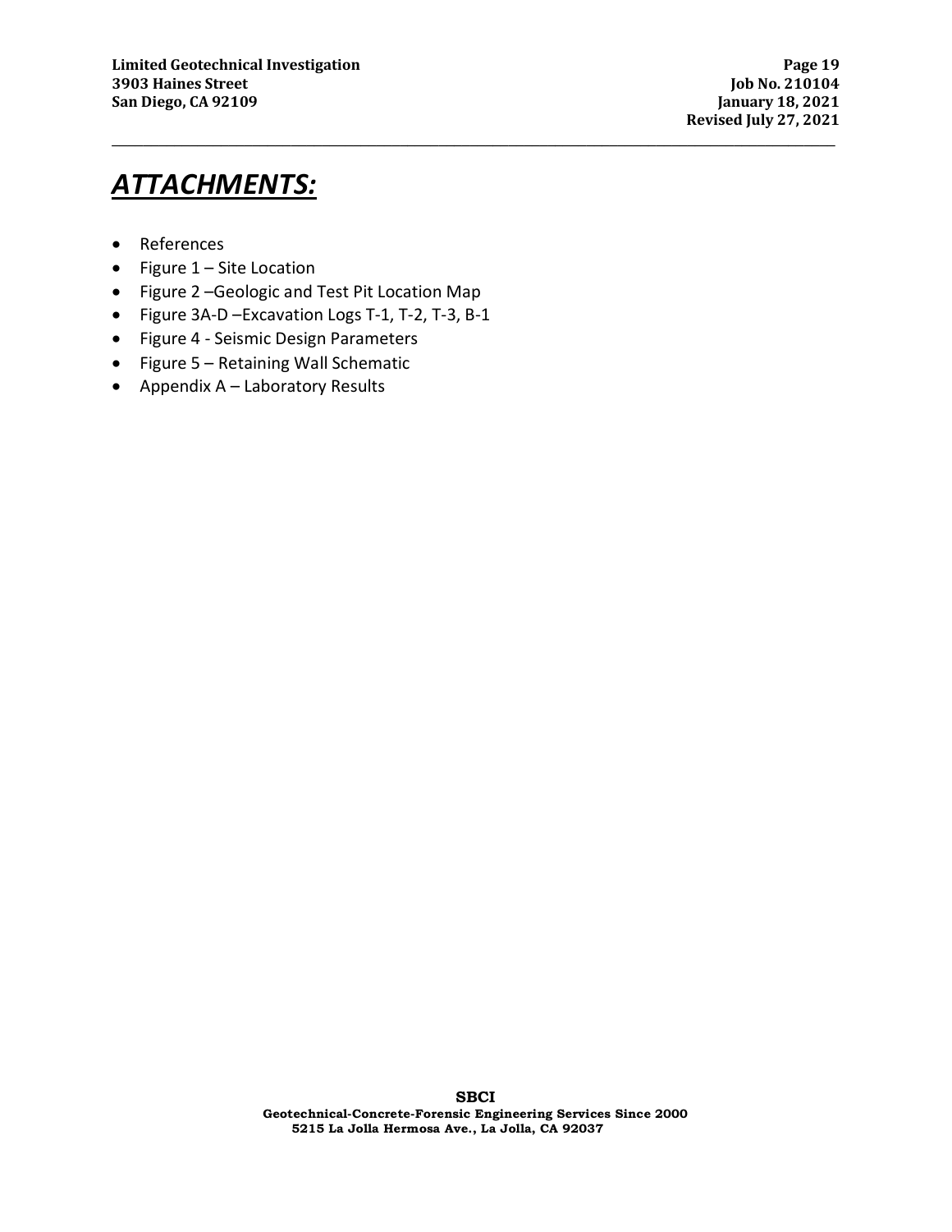# ***ATTACHMENTS:***

- References
- Figure 1 – Site Location
- Figure 2 –Geologic and Test Pit Location Map
- Figure 3A-D –Excavation Logs T-1, T-2, T-3, B-1
- Figure 4 - Seismic Design Parameters
- Figure 5 – Retaining Wall Schematic
- Appendix A – Laboratory Results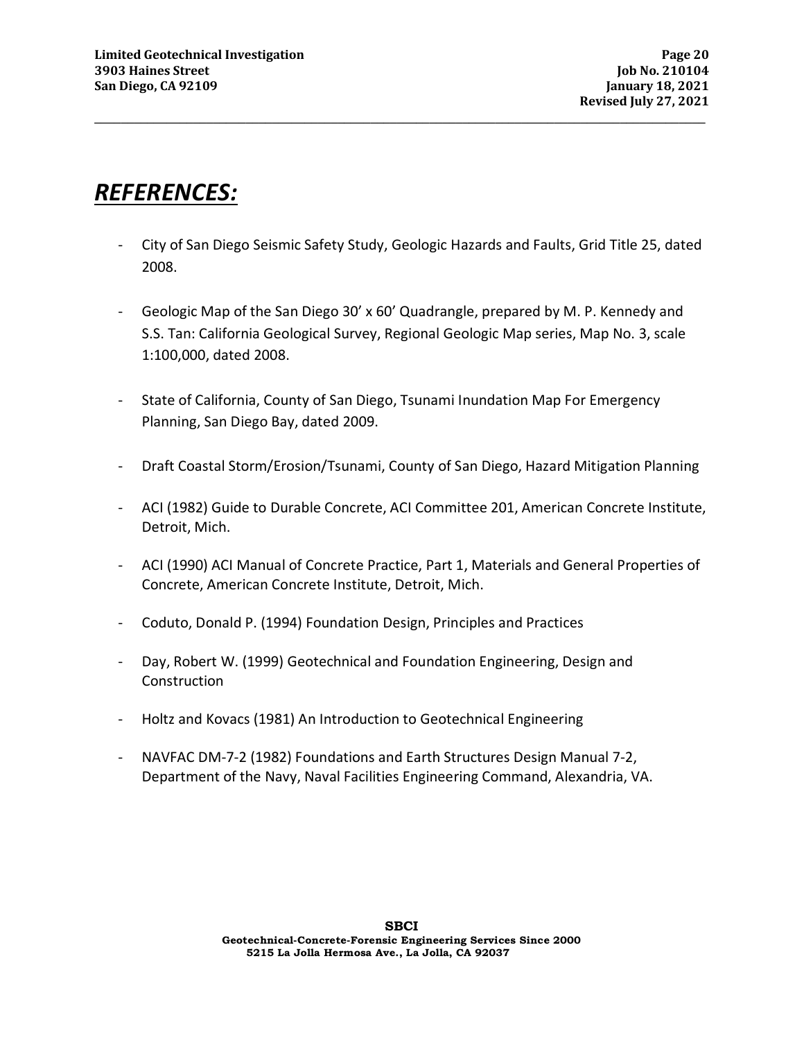# *REFERENCES:*

- City of San Diego Seismic Safety Study, Geologic Hazards and Faults, Grid Title 25, dated 2008.
- Geologic Map of the San Diego 30' x 60' Quadrangle, prepared by M. P. Kennedy and S.S. Tan: California Geological Survey, Regional Geologic Map series, Map No. 3, scale 1:100,000, dated 2008.
- State of California, County of San Diego, Tsunami Inundation Map For Emergency Planning, San Diego Bay, dated 2009.
- Draft Coastal Storm/Erosion/Tsunami, County of San Diego, Hazard Mitigation Planning
- ACI (1982) Guide to Durable Concrete, ACI Committee 201, American Concrete Institute, Detroit, Mich.
- ACI (1990) ACI Manual of Concrete Practice, Part 1, Materials and General Properties of Concrete, American Concrete Institute, Detroit, Mich.
- Coduto, Donald P. (1994) Foundation Design, Principles and Practices
- Day, Robert W. (1999) Geotechnical and Foundation Engineering, Design and Construction
- Holtz and Kovacs (1981) An Introduction to Geotechnical Engineering
- NAVFAC DM-7-2 (1982) Foundations and Earth Structures Design Manual 7-2, Department of the Navy, Naval Facilities Engineering Command, Alexandria, VA.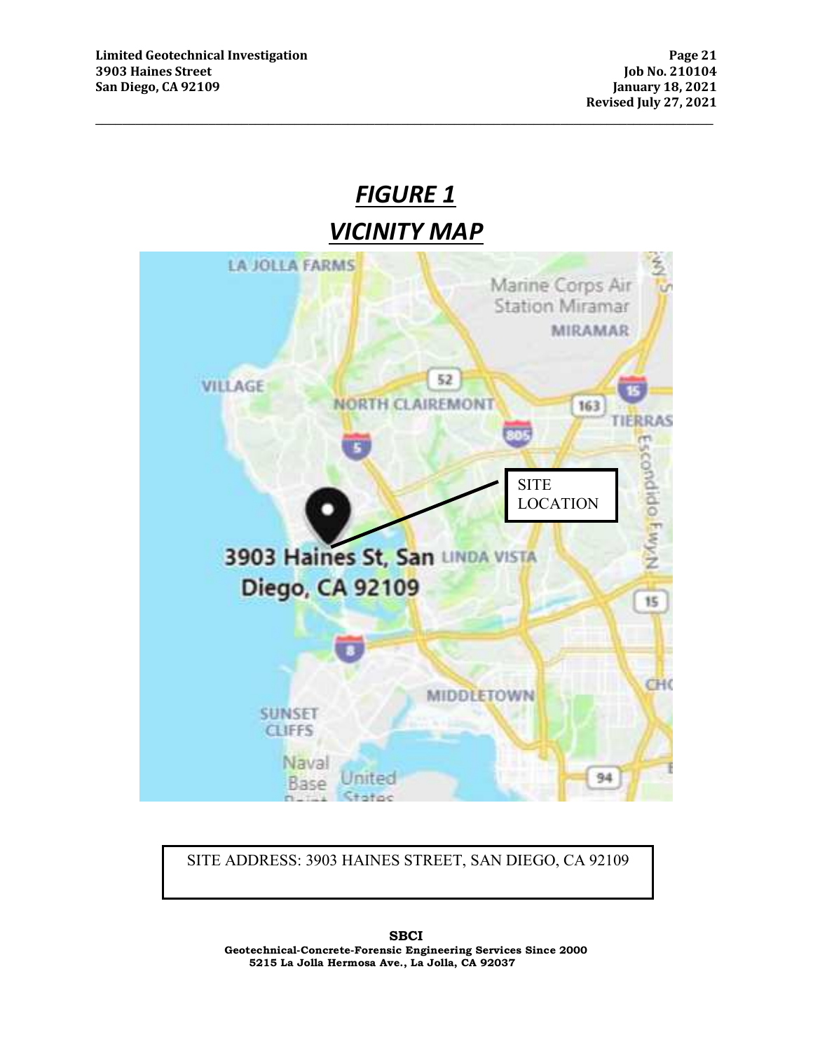# *FIGURE 1*

## *VICINITY MAP*

SITE LOCATION

SITE ADDRESS: 3903 HAINES STREET, SAN DIEGO, CA 92109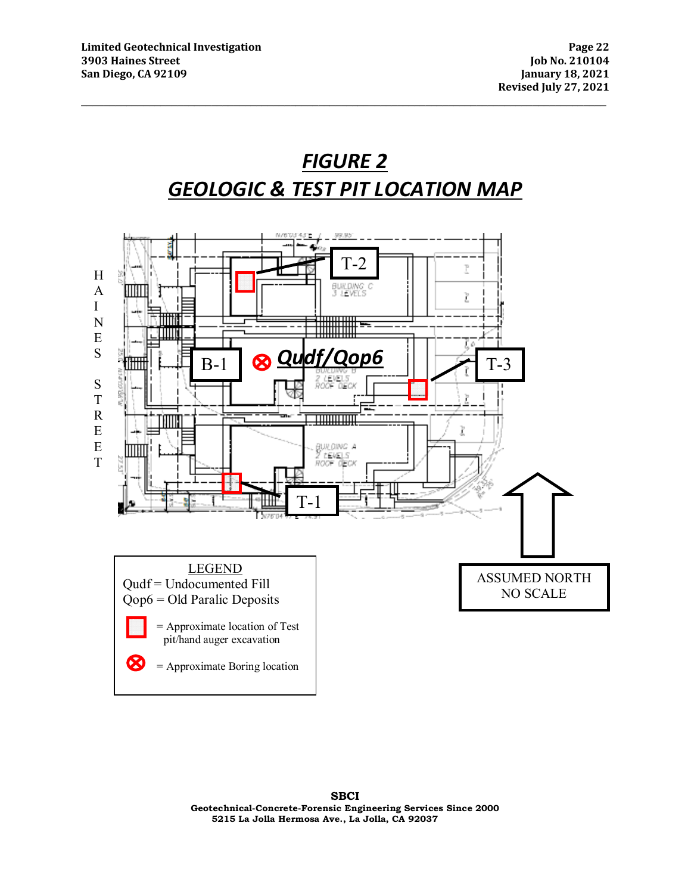# FIGURE 2

# GEOLOGIC & TEST PIT LOCATION MAP

HAINES STREET

T-2

B-1

Qudf/Qop6

T-3

T-1

BUILDING C 3 LEVELS

BUILDING B 2 LEVELS ROOF DECK

BUILDING A 2 LEVELS ROOF DECK

LEGEND

Qudf = Undocumented Fill

Qop6 = Old Paralic Deposits

= Approximate location of Test pit/hand auger excavation

= Approximate Boring location

ASSUMED NORTH

NO SCALE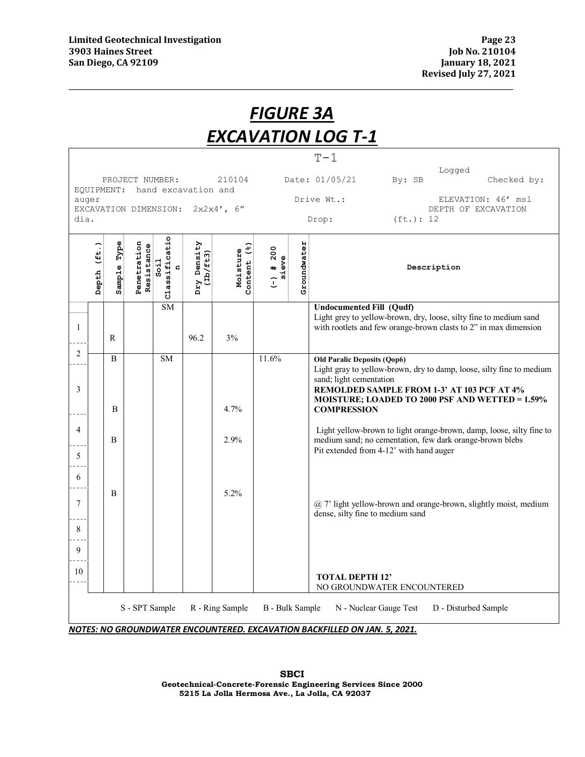# *FIGURE 3A*
# *EXCAVATION LOG T-1*

T-1

PROJECT NUMBER: 210104 Date: 01/05/21 Logged By: SB Checked by:
EQUIPMENT: hand excavation and auger Drive Wt.: ELEVATION: 46' msl
EXCAVATION DIMENSION: 2x2x4', 6" dia. Drop: DEPTH OF EXCAVATION (ft.): 12

| Depth (ft.) | Sample Type | Penetration Resistance | Soil Classification | Dry Density (Ib/ft3) | Moisture Content (%) | (-) # 200 sieve | Groundwater | Description |
|---|---|---|---|---|---|---|---|---|
| | | | SM | | | | | **Undocumented Fill (Qudf)** Light grey to yellow-brown, dry, loose, silty fine to medium sand with rootlets and few orange-brown clasts to 2" in max dimension |
| 1 | R | | | 96.2 | 3% | | | |
| 2 | B | | SM | | | 11.6% | | **Old Paralic Deposits (Qop6)** Light gray to yellow-brown, dry to damp, loose, silty fine to medium sand; light cementation **REMOLDED SAMPLE FROM 1-3' AT 103 PCF AT 4% MOISTURE; LOADED TO 2000 PSF AND WETTED = 1.59% COMPRESSION** |
| 3 | B | | | | 4.7% | | | |
| 4 | B | | | | 2.9% | | | Light yellow-brown to light orange-brown, damp, loose, silty fine to medium sand; no cementation, few dark orange-brown blebs Pit extended from 4-12' with hand auger |
| 5 | | | | | | | | |
| 6 | B | | | | 5.2% | | | |
| 7 | | | | | | | | @ 7' light yellow-brown and orange-brown, slightly moist, medium dense, silty fine to medium sand |
| 8 | | | | | | | | |
| 9 | | | | | | | | |
| 10 | | | | | | | | **TOTAL DEPTH 12'** NO GROUNDWATER ENCOUNTERED |

S - SPT Sample R - Ring Sample B - Bulk Sample N - Nuclear Gauge Test D - Disturbed Sample

***NOTES: NO GROUNDWATER ENCOUNTERED. EXCAVATION BACKFILLED ON JAN. 5, 2021.***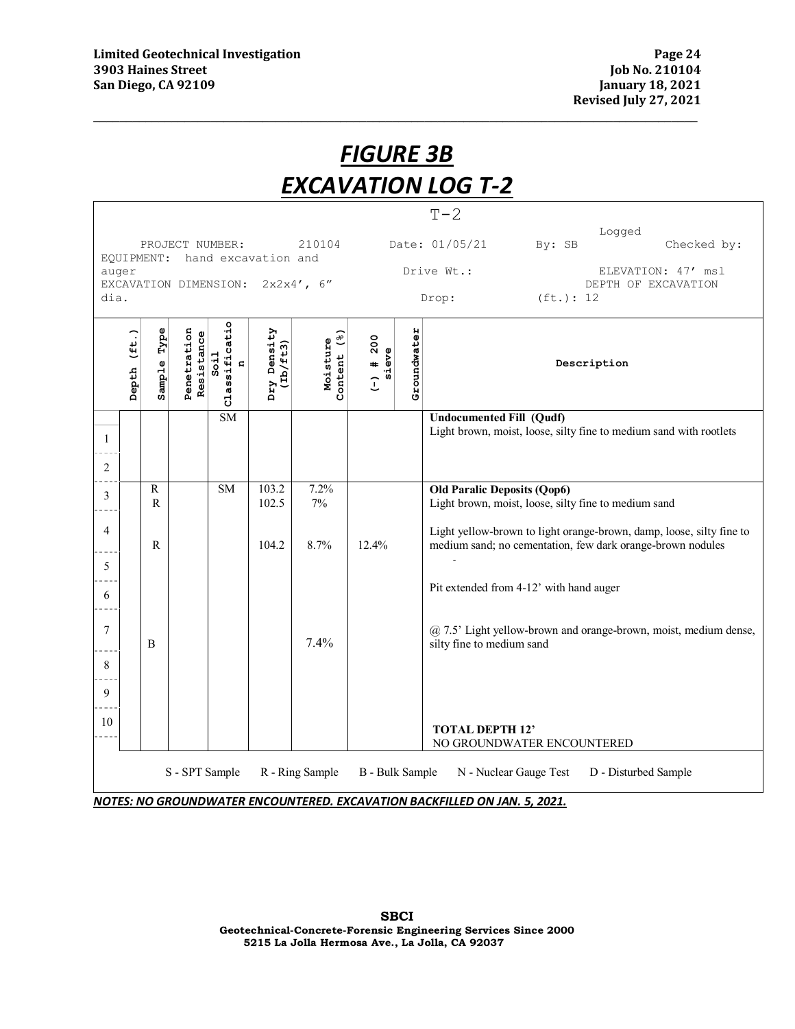# *FIGURE 3B*
# *EXCAVATION LOG T-2*

T-2

PROJECT NUMBER: 210104 Date: 01/05/21 Logged By: SB Checked by:
EQUIPMENT: hand excavation and auger Drive Wt.: ELEVATION: 47' msl
EXCAVATION DIMENSION: 2x2x4', 6" dia. Drop: DEPTH OF EXCAVATION (ft.): 12

| Depth (ft.) | Sample Type | Penetration Resistance | Soil Classification | Dry Density (lb/ft3) | Moisture Content (%) | (-) # 200 sieve | Groundwater | Description |
|---|---|---|---|---|---|---|---|---|
| 1 | | | SM | | | | | **Undocumented Fill (Qudf)** Light brown, moist, loose, silty fine to medium sand with rootlets |
| 2 | | | | | | | | |
| 3 | R<br>R | | SM | 103.2<br>102.5 | 7.2%<br>7% | | | **Old Paralic Deposits (Qop6)** Light brown, moist, loose, silty fine to medium sand |
| 4 | R | | | 104.2 | 8.7% | 12.4% | | Light yellow-brown to light orange-brown, damp, loose, silty fine to medium sand; no cementation, few dark orange-brown nodules |
| 5 | | | | | | | | - |
| 6 | | | | | | | | Pit extended from 4-12' with hand auger |
| 7 | B | | | | 7.4% | | | @ 7.5' Light yellow-brown and orange-brown, moist, medium dense, silty fine to medium sand |
| 8 | | | | | | | | |
| 9 | | | | | | | | |
| 10 | | | | | | | | **TOTAL DEPTH 12'** NO GROUNDWATER ENCOUNTERED |

S - SPT Sample R - Ring Sample B - Bulk Sample N - Nuclear Gauge Test D - Disturbed Sample

***NOTES: NO GROUNDWATER ENCOUNTERED. EXCAVATION BACKFILLED ON JAN. 5, 2021.***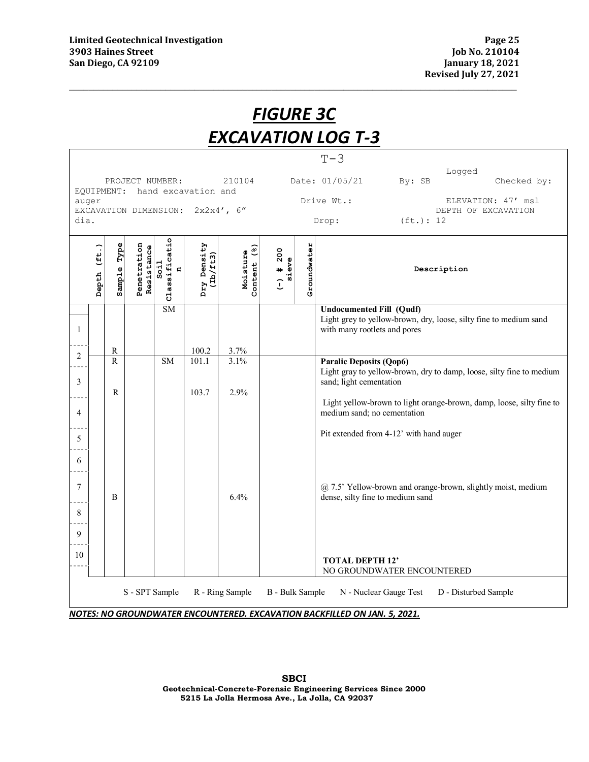# *FIGURE 3C*
# *EXCAVATION LOG T-3*

T-3

PROJECT NUMBER: 210104 Date: 01/05/21 Logged By: SB Checked by:
EQUIPMENT: hand excavation and auger Drive Wt.: ELEVATION: 47' msl
EXCAVATION DIMENSION: 2x2x4', 6" dia. Drop: DEPTH OF EXCAVATION (ft.): 12

| Depth (ft.) | Sample Type | Penetration Resistance | Soil Classification | Dry Density (lb/ft3) | Moisture Content (%) | (-) # 200 sieve | Groundwater | Description |
|---|---|---|---|---|---|---|---|---|
| | | | SM | | | | | **Undocumented Fill (Qudf)** Light grey to yellow-brown, dry, loose, silty fine to medium sand with many rootlets and pores |
| 1 | | | | | | | | |
| 2 | R | | | 100.2 | 3.7% | | | |
| | R | | SM | 101.1 | 3.1% | | | **Paralic Deposits (Qop6)** Light gray to yellow-brown, dry to damp, loose, silty fine to medium sand; light cementation |
| 3 | R | | | 103.7 | 2.9% | | | |
| 4 | | | | | | | | Light yellow-brown to light orange-brown, damp, loose, silty fine to medium sand; no cementation |
| 5 | | | | | | | | Pit extended from 4-12' with hand auger |
| 6 | | | | | | | | |
| 7 | B | | | | 6.4% | | | @ 7.5' Yellow-brown and orange-brown, slightly moist, medium dense, silty fine to medium sand |
| 8 | | | | | | | | |
| 9 | | | | | | | | |
| 10 | | | | | | | | **TOTAL DEPTH 12'** NO GROUNDWATER ENCOUNTERED |

S - SPT Sample R - Ring Sample B - Bulk Sample N - Nuclear Gauge Test D - Disturbed Sample

***NOTES: NO GROUNDWATER ENCOUNTERED. EXCAVATION BACKFILLED ON JAN. 5, 2021.***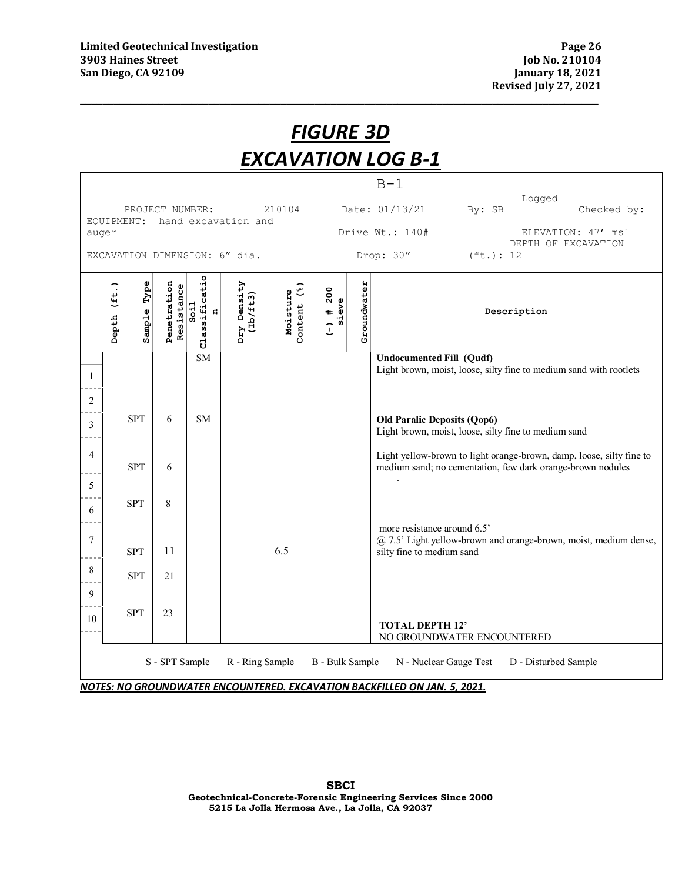# *FIGURE 3D*
# *EXCAVATION LOG B-1*

B-1

PROJECT NUMBER: 210104 Date: 01/13/21 Logged By: SB Checked by:

EQUIPMENT: hand excavation and auger Drive Wt.: 140# ELEVATION: 47' msl

EXCAVATION DIMENSION: 6" dia. Drop: 30" DEPTH OF EXCAVATION (ft.): 12

| Depth (ft.) | Sample Type | Penetration Resistance | Soil Classification | Dry Density (lb/ft3) | Moisture Content (%) | (-) # 200 sieve | Groundwater | Description |
|---|---|---|---|---|---|---|---|---|
| | | | SM | | | | | **Undocumented Fill (Qudf)**<br>Light brown, moist, loose, silty fine to medium sand with rootlets |
| 1 | | | | | | | | |
| 2 | | | | | | | | |
| 3 | SPT | 6 | SM | | | | | **Old Paralic Deposits (Qop6)**<br>Light brown, moist, loose, silty fine to medium sand |
| 4 | SPT | 6 | | | | | | Light yellow-brown to light orange-brown, damp, loose, silty fine to medium sand; no cementation, few dark orange-brown nodules<br>- |
| 5 | | | | | | | | |
| 6 | SPT | 8 | | | | | | |
| 7 | SPT | 11 | | | 6.5 | | | more resistance around 6.5'<br>@ 7.5' Light yellow-brown and orange-brown, moist, medium dense, silty fine to medium sand |
| 8 | SPT | 21 | | | | | | |
| 9 | | | | | | | | |
| 10 | SPT | 23 | | | | | | **TOTAL DEPTH 12'**<br>NO GROUNDWATER ENCOUNTERED |

S - SPT Sample R - Ring Sample B - Bulk Sample N - Nuclear Gauge Test D - Disturbed Sample

***NOTES: NO GROUNDWATER ENCOUNTERED. EXCAVATION BACKFILLED ON JAN. 5, 2021.***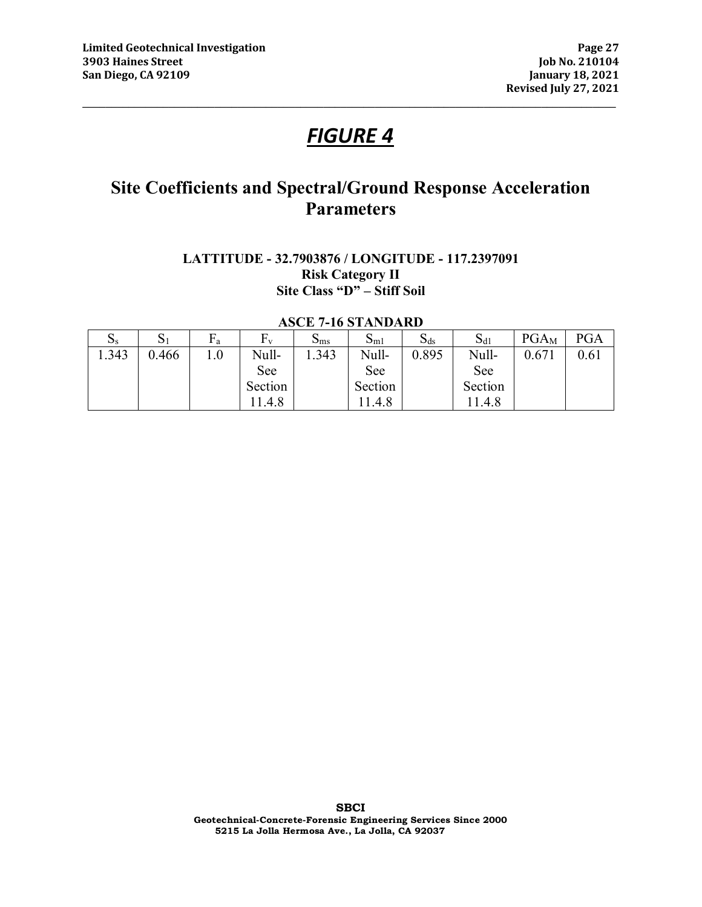# *FIGURE 4*

## Site Coefficients and Spectral/Ground Response Acceleration Parameters

**LATTITUDE - 32.7903876 / LONGITUDE - 117.2397091**
**Risk Category II**
**Site Class "D" – Stiff Soil**

**ASCE 7-16 STANDARD**

| $S_s$ | $S_1$ | $F_a$ | $F_v$ | $S_{ms}$ | $S_{m1}$ | $S_{ds}$ | $S_{d1}$ | $PGA_M$ | PGA |
|---|---|---|---|---|---|---|---|---|---|
| 1.343 | 0.466 | 1.0 | Null-See Section 11.4.8 | 1.343 | Null-See Section 11.4.8 | 0.895 | Null-See Section 11.4.8 | 0.671 | 0.61 |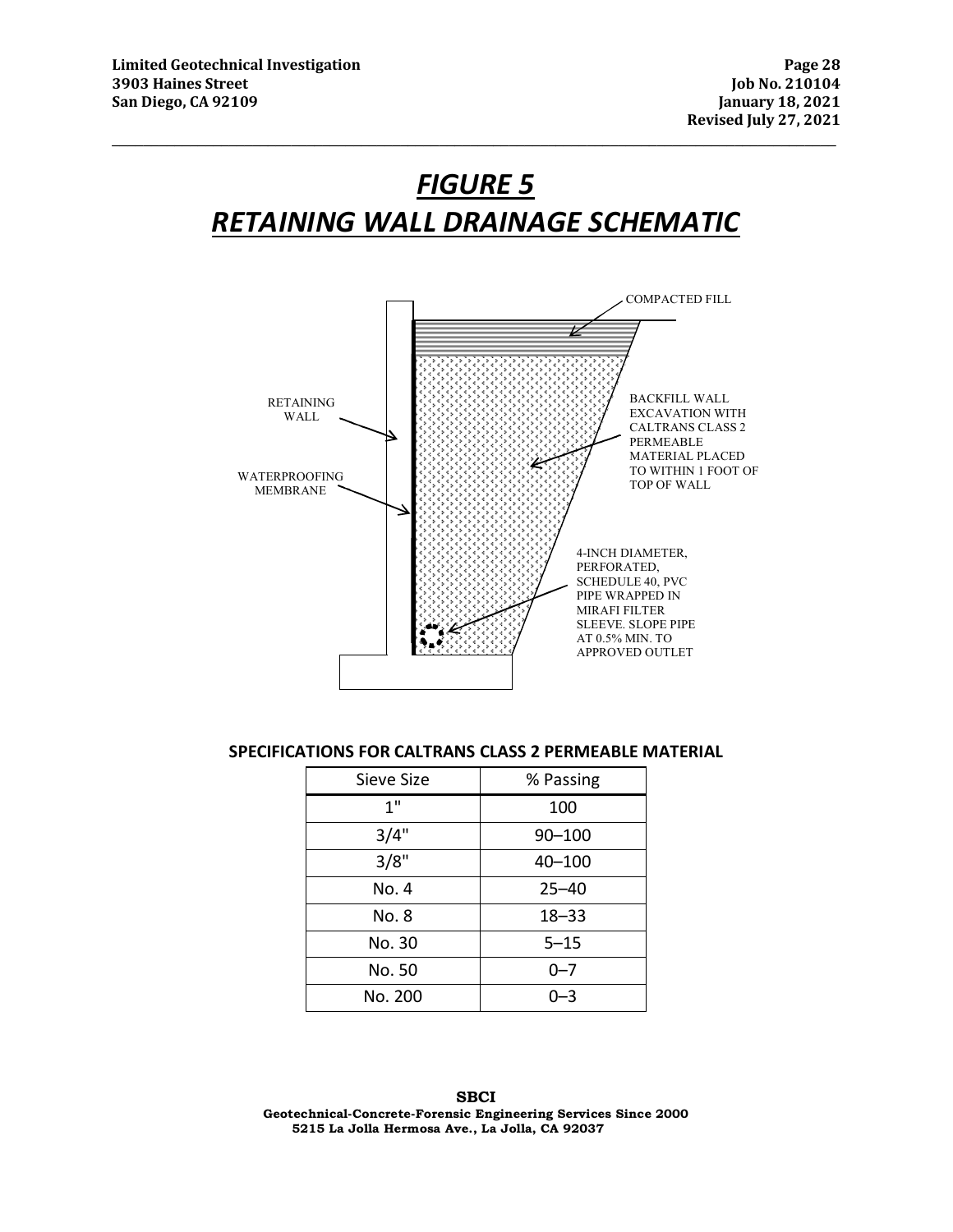# *FIGURE 5*

# *RETAINING WALL DRAINAGE SCHEMATIC*

COMPACTED FILL

RETAINING WALL

WATERPROOFING MEMBRANE

BACKFILL WALL EXCAVATION WITH CALTRANS CLASS 2 PERMEABLE MATERIAL PLACED TO WITHIN 1 FOOT OF TOP OF WALL

4-INCH DIAMETER, PERFORATED, SCHEDULE 40, PVC PIPE WRAPPED IN MIRAFI FILTER SLEEVE. SLOPE PIPE AT 0.5% MIN. TO APPROVED OUTLET

**SPECIFICATIONS FOR CALTRANS CLASS 2 PERMEABLE MATERIAL**

| Sieve Size | % Passing |
|---|---|
| 1" | 100 |
| 3/4" | 90–100 |
| 3/8" | 40–100 |
| No. 4 | 25–40 |
| No. 8 | 18–33 |
| No. 30 | 5–15 |
| No. 50 | 0–7 |
| No. 200 | 0–3 |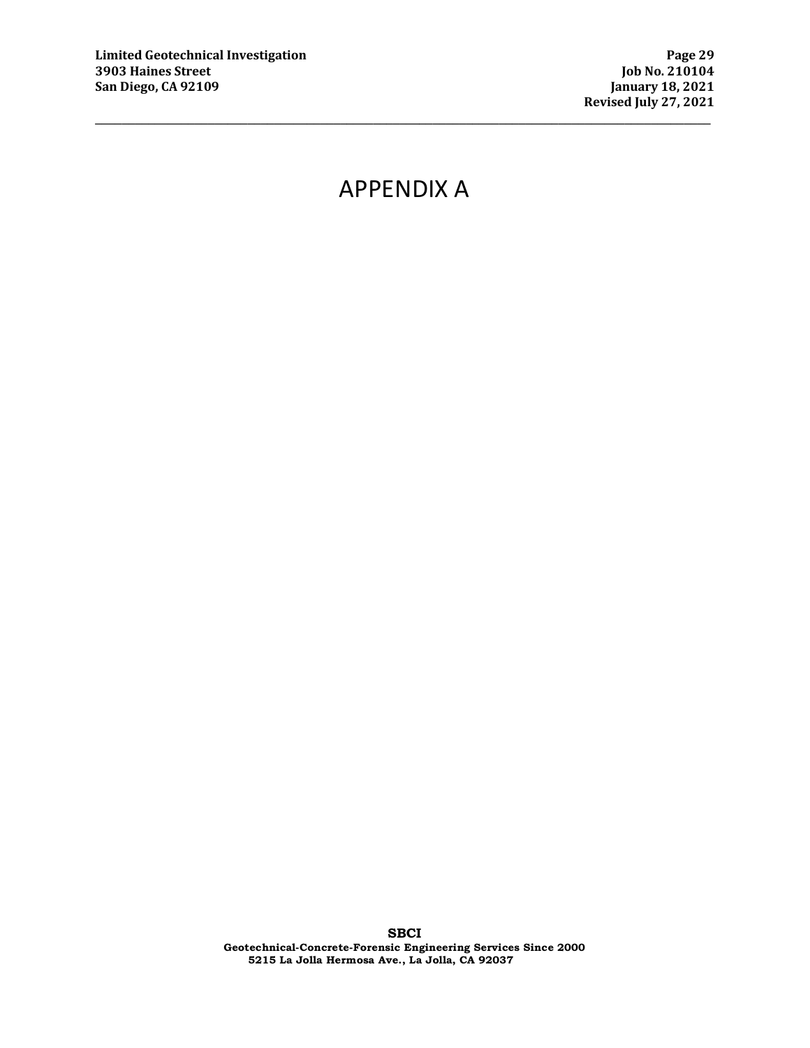# APPENDIX A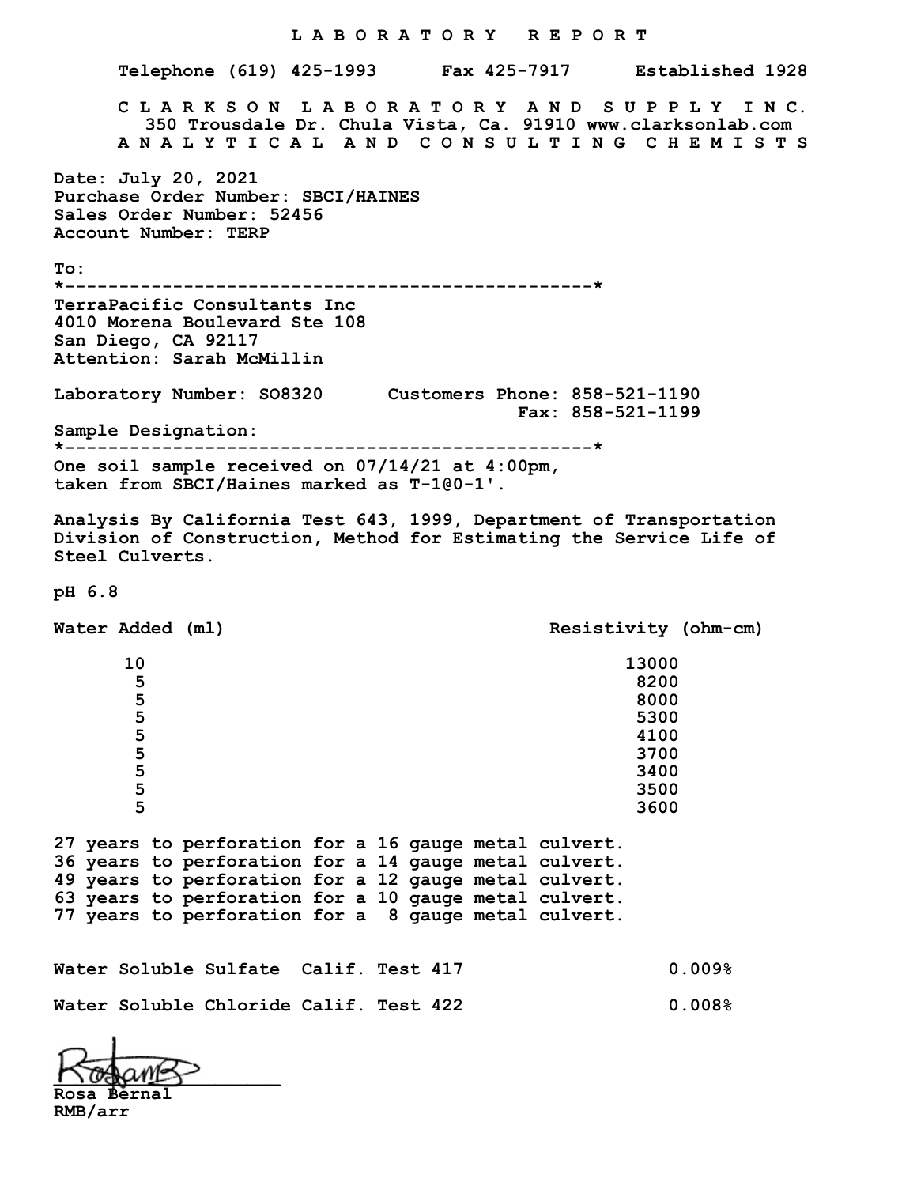# L A B O R A T O R Y   R E P O R T

Telephone (619) 425-1993     Fax 425-7917     Established 1928

**C L A R K S O N   L A B O R A T O R Y   A N D   S U P P L Y   I N C.**
350 Trousdale Dr. Chula Vista, Ca. 91910 www.clarksonlab.com
**A N A L Y T I C A L   A N D   C O N S U L T I N G   C H E M I S T S**

Date: July 20, 2021
Purchase Order Number: SBCI/HAINES
Sales Order Number: 52456
Account Number: TERP

To:
*--------------------------------------------------*
TerraPacific Consultants Inc
4010 Morena Boulevard Ste 108
San Diego, CA 92117
Attention: Sarah McMillin

Laboratory Number: SO8320     Customers Phone: 858-521-1190
Fax: 858-521-1199

Sample Designation:
*--------------------------------------------------*
One soil sample received on 07/14/21 at 4:00pm, taken from SBCI/Haines marked as T-1@0-1'.

Analysis By California Test 643, 1999, Department of Transportation Division of Construction, Method for Estimating the Service Life of Steel Culverts.

pH 6.8

| Water Added (ml) | Resistivity (ohm-cm) |
|---|---|
| 10 | 13000 |
| 5 | 8200 |
| 5 | 8000 |
| 5 | 5300 |
| 5 | 4100 |
| 5 | 3700 |
| 5 | 3400 |
| 5 | 3500 |
| 5 | 3600 |

27 years to perforation for a 16 gauge metal culvert.
36 years to perforation for a 14 gauge metal culvert.
49 years to perforation for a 12 gauge metal culvert.
63 years to perforation for a 10 gauge metal culvert.
77 years to perforation for a 8 gauge metal culvert.

| | | |
|---|---|---|
| Water Soluble Sulfate | Calif. Test 417 | 0.009% |
| Water Soluble Chloride | Calif. Test 422 | 0.008% |

Rosa Bernal
RMB/arr